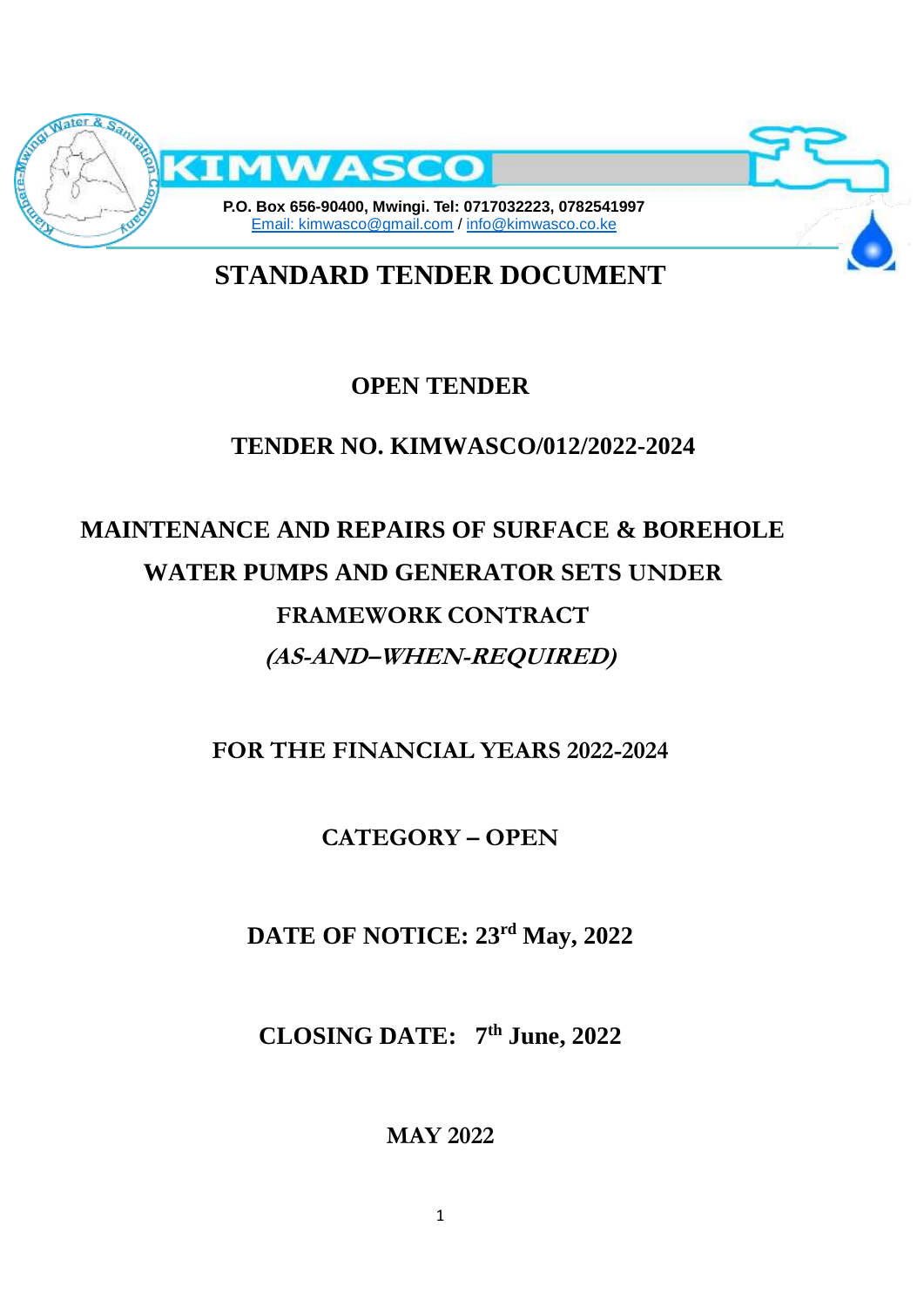# KIMWASCO

**P.O. Box 656-90400, Mwingi. Tel: 0717032223, 0782541997**
Email: kimwasco@gmail.com / info@kimwasco.co.ke

# STANDARD TENDER DOCUMENT

## OPEN TENDER

## TENDER NO. KIMWASCO/012/2022-2024

## MAINTENANCE AND REPAIRS OF SURFACE & BOREHOLE WATER PUMPS AND GENERATOR SETS UNDER FRAMEWORK CONTRACT

## *(AS-AND–WHEN-REQUIRED)*

**FOR THE FINANCIAL YEARS 2022-2024**

**CATEGORY – OPEN**

**DATE OF NOTICE: 23rd May, 2022**

**CLOSING DATE: 7th June, 2022**

**MAY 2022**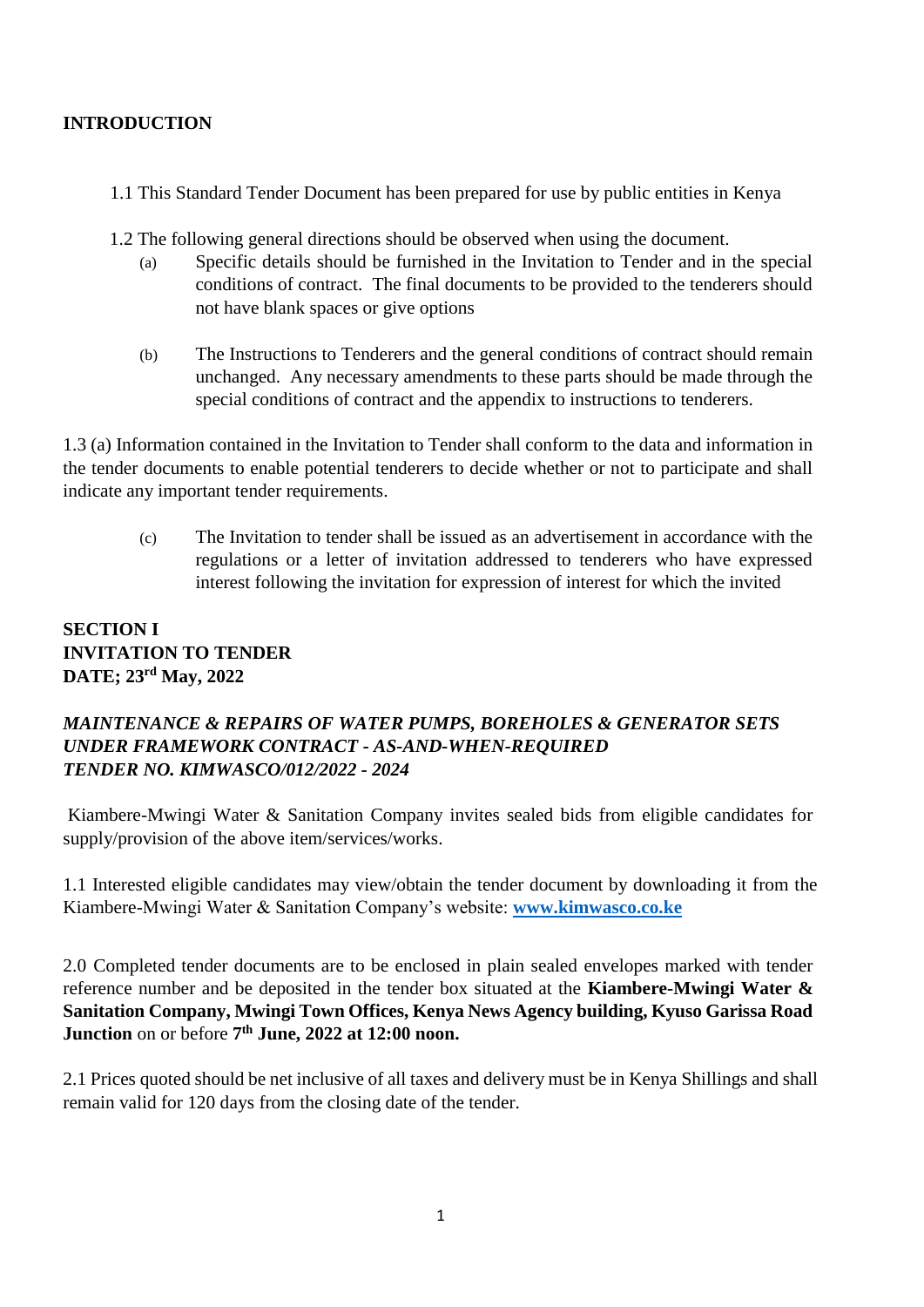**INTRODUCTION**

1.1 This Standard Tender Document has been prepared for use by public entities in Kenya

1.2 The following general directions should be observed when using the document.

(a) Specific details should be furnished in the Invitation to Tender and in the special conditions of contract. The final documents to be provided to the tenderers should not have blank spaces or give options

(b) The Instructions to Tenderers and the general conditions of contract should remain unchanged. Any necessary amendments to these parts should be made through the special conditions of contract and the appendix to instructions to tenderers.

1.3 (a) Information contained in the Invitation to Tender shall conform to the data and information in the tender documents to enable potential tenderers to decide whether or not to participate and shall indicate any important tender requirements.

(c) The Invitation to tender shall be issued as an advertisement in accordance with the regulations or a letter of invitation addressed to tenderers who have expressed interest following the invitation for expression of interest for which the invited

**SECTION I**
**INVITATION TO TENDER**
**DATE; 23rd May, 2022**

***MAINTENANCE & REPAIRS OF WATER PUMPS, BOREHOLES & GENERATOR SETS UNDER FRAMEWORK CONTRACT - AS-AND-WHEN-REQUIRED***
***TENDER NO. KIMWASCO/012/2022 - 2024***

Kiambere-Mwingi Water & Sanitation Company invites sealed bids from eligible candidates for supply/provision of the above item/services/works.

1.1 Interested eligible candidates may view/obtain the tender document by downloading it from the Kiambere-Mwingi Water & Sanitation Company's website: **www.kimwasco.co.ke**

2.0 Completed tender documents are to be enclosed in plain sealed envelopes marked with tender reference number and be deposited in the tender box situated at the **Kiambere-Mwingi Water & Sanitation Company, Mwingi Town Offices, Kenya News Agency building, Kyuso Garissa Road Junction** on or before **7th June, 2022 at 12:00 noon.**

2.1 Prices quoted should be net inclusive of all taxes and delivery must be in Kenya Shillings and shall remain valid for 120 days from the closing date of the tender.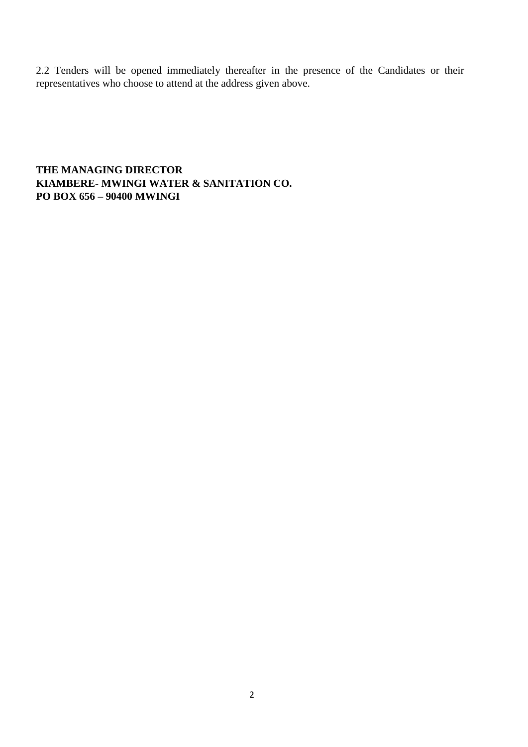2.2 Tenders will be opened immediately thereafter in the presence of the Candidates or their representatives who choose to attend at the address given above.

**THE MANAGING DIRECTOR**
**KIAMBERE- MWINGI WATER & SANITATION CO.**
**PO BOX 656 – 90400 MWINGI**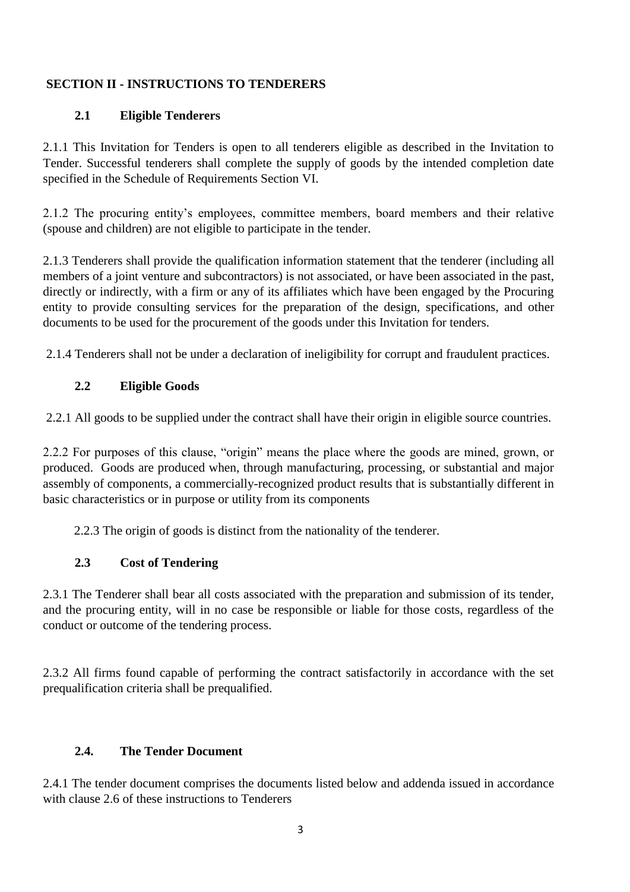## SECTION II - INSTRUCTIONS TO TENDERERS

### 2.1 Eligible Tenderers

2.1.1 This Invitation for Tenders is open to all tenderers eligible as described in the Invitation to Tender. Successful tenderers shall complete the supply of goods by the intended completion date specified in the Schedule of Requirements Section VI.

2.1.2 The procuring entity's employees, committee members, board members and their relative (spouse and children) are not eligible to participate in the tender.

2.1.3 Tenderers shall provide the qualification information statement that the tenderer (including all members of a joint venture and subcontractors) is not associated, or have been associated in the past, directly or indirectly, with a firm or any of its affiliates which have been engaged by the Procuring entity to provide consulting services for the preparation of the design, specifications, and other documents to be used for the procurement of the goods under this Invitation for tenders.

2.1.4 Tenderers shall not be under a declaration of ineligibility for corrupt and fraudulent practices.

### 2.2 Eligible Goods

2.2.1 All goods to be supplied under the contract shall have their origin in eligible source countries.

2.2.2 For purposes of this clause, "origin" means the place where the goods are mined, grown, or produced. Goods are produced when, through manufacturing, processing, or substantial and major assembly of components, a commercially-recognized product results that is substantially different in basic characteristics or in purpose or utility from its components

2.2.3 The origin of goods is distinct from the nationality of the tenderer.

### 2.3 Cost of Tendering

2.3.1 The Tenderer shall bear all costs associated with the preparation and submission of its tender, and the procuring entity, will in no case be responsible or liable for those costs, regardless of the conduct or outcome of the tendering process.

2.3.2 All firms found capable of performing the contract satisfactorily in accordance with the set prequalification criteria shall be prequalified.

### 2.4. The Tender Document

2.4.1 The tender document comprises the documents listed below and addenda issued in accordance with clause 2.6 of these instructions to Tenderers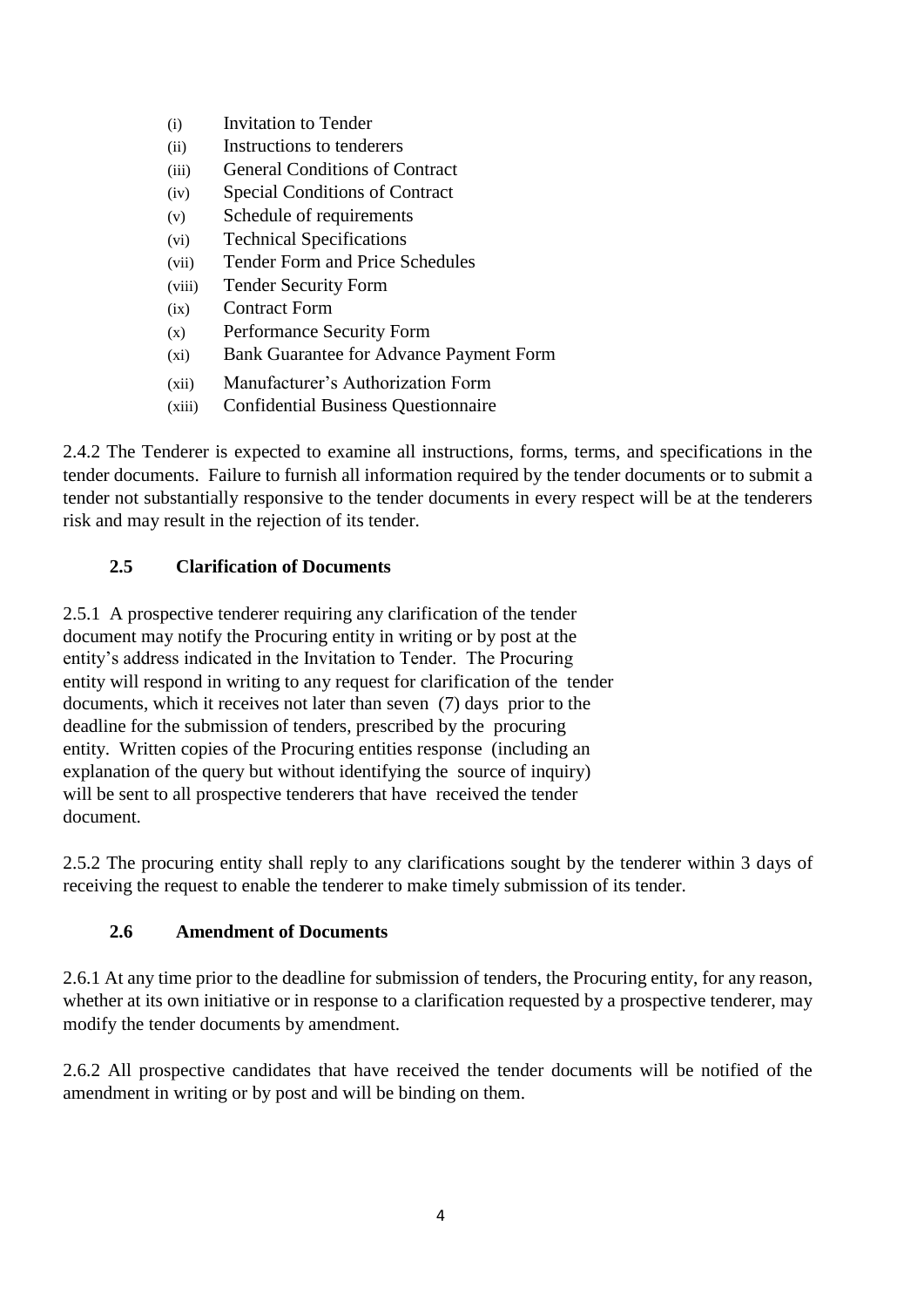- (i) Invitation to Tender
- (ii) Instructions to tenderers
- (iii) General Conditions of Contract
- (iv) Special Conditions of Contract
- (v) Schedule of requirements
- (vi) Technical Specifications
- (vii) Tender Form and Price Schedules
- (viii) Tender Security Form
- (ix) Contract Form
- (x) Performance Security Form
- (xi) Bank Guarantee for Advance Payment Form
- (xii) Manufacturer's Authorization Form
- (xiii) Confidential Business Questionnaire

2.4.2 The Tenderer is expected to examine all instructions, forms, terms, and specifications in the tender documents. Failure to furnish all information required by the tender documents or to submit a tender not substantially responsive to the tender documents in every respect will be at the tenderers risk and may result in the rejection of its tender.

### 2.5 Clarification of Documents

2.5.1 A prospective tenderer requiring any clarification of the tender document may notify the Procuring entity in writing or by post at the entity's address indicated in the Invitation to Tender. The Procuring entity will respond in writing to any request for clarification of the tender documents, which it receives not later than seven (7) days prior to the deadline for the submission of tenders, prescribed by the procuring entity. Written copies of the Procuring entities response (including an explanation of the query but without identifying the source of inquiry) will be sent to all prospective tenderers that have received the tender document.

2.5.2 The procuring entity shall reply to any clarifications sought by the tenderer within 3 days of receiving the request to enable the tenderer to make timely submission of its tender.

### 2.6 Amendment of Documents

2.6.1 At any time prior to the deadline for submission of tenders, the Procuring entity, for any reason, whether at its own initiative or in response to a clarification requested by a prospective tenderer, may modify the tender documents by amendment.

2.6.2 All prospective candidates that have received the tender documents will be notified of the amendment in writing or by post and will be binding on them.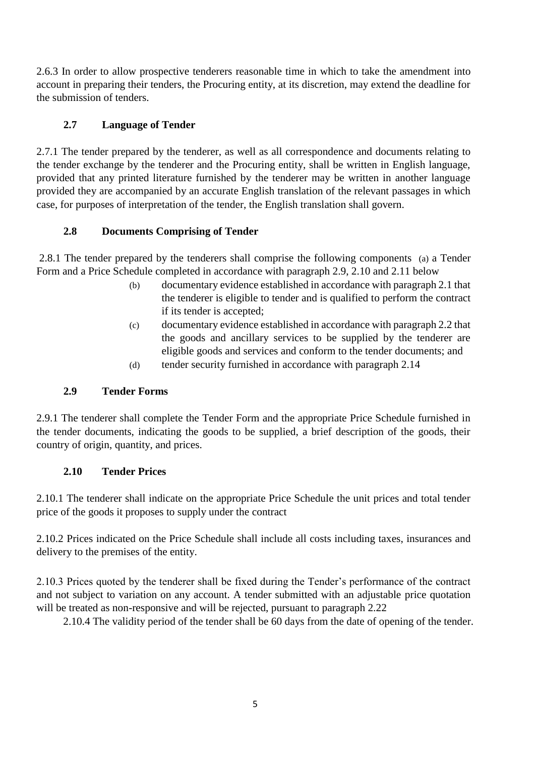2.6.3 In order to allow prospective tenderers reasonable time in which to take the amendment into account in preparing their tenders, the Procuring entity, at its discretion, may extend the deadline for the submission of tenders.

## 2.7 Language of Tender

2.7.1 The tender prepared by the tenderer, as well as all correspondence and documents relating to the tender exchange by the tenderer and the Procuring entity, shall be written in English language, provided that any printed literature furnished by the tenderer may be written in another language provided they are accompanied by an accurate English translation of the relevant passages in which case, for purposes of interpretation of the tender, the English translation shall govern.

## 2.8 Documents Comprising of Tender

2.8.1 The tender prepared by the tenderers shall comprise the following components (a) a Tender Form and a Price Schedule completed in accordance with paragraph 2.9, 2.10 and 2.11 below

(b) documentary evidence established in accordance with paragraph 2.1 that the tenderer is eligible to tender and is qualified to perform the contract if its tender is accepted;

(c) documentary evidence established in accordance with paragraph 2.2 that the goods and ancillary services to be supplied by the tenderer are eligible goods and services and conform to the tender documents; and

(d) tender security furnished in accordance with paragraph 2.14

## 2.9 Tender Forms

2.9.1 The tenderer shall complete the Tender Form and the appropriate Price Schedule furnished in the tender documents, indicating the goods to be supplied, a brief description of the goods, their country of origin, quantity, and prices.

## 2.10 Tender Prices

2.10.1 The tenderer shall indicate on the appropriate Price Schedule the unit prices and total tender price of the goods it proposes to supply under the contract

2.10.2 Prices indicated on the Price Schedule shall include all costs including taxes, insurances and delivery to the premises of the entity.

2.10.3 Prices quoted by the tenderer shall be fixed during the Tender's performance of the contract and not subject to variation on any account. A tender submitted with an adjustable price quotation will be treated as non-responsive and will be rejected, pursuant to paragraph 2.22

2.10.4 The validity period of the tender shall be 60 days from the date of opening of the tender.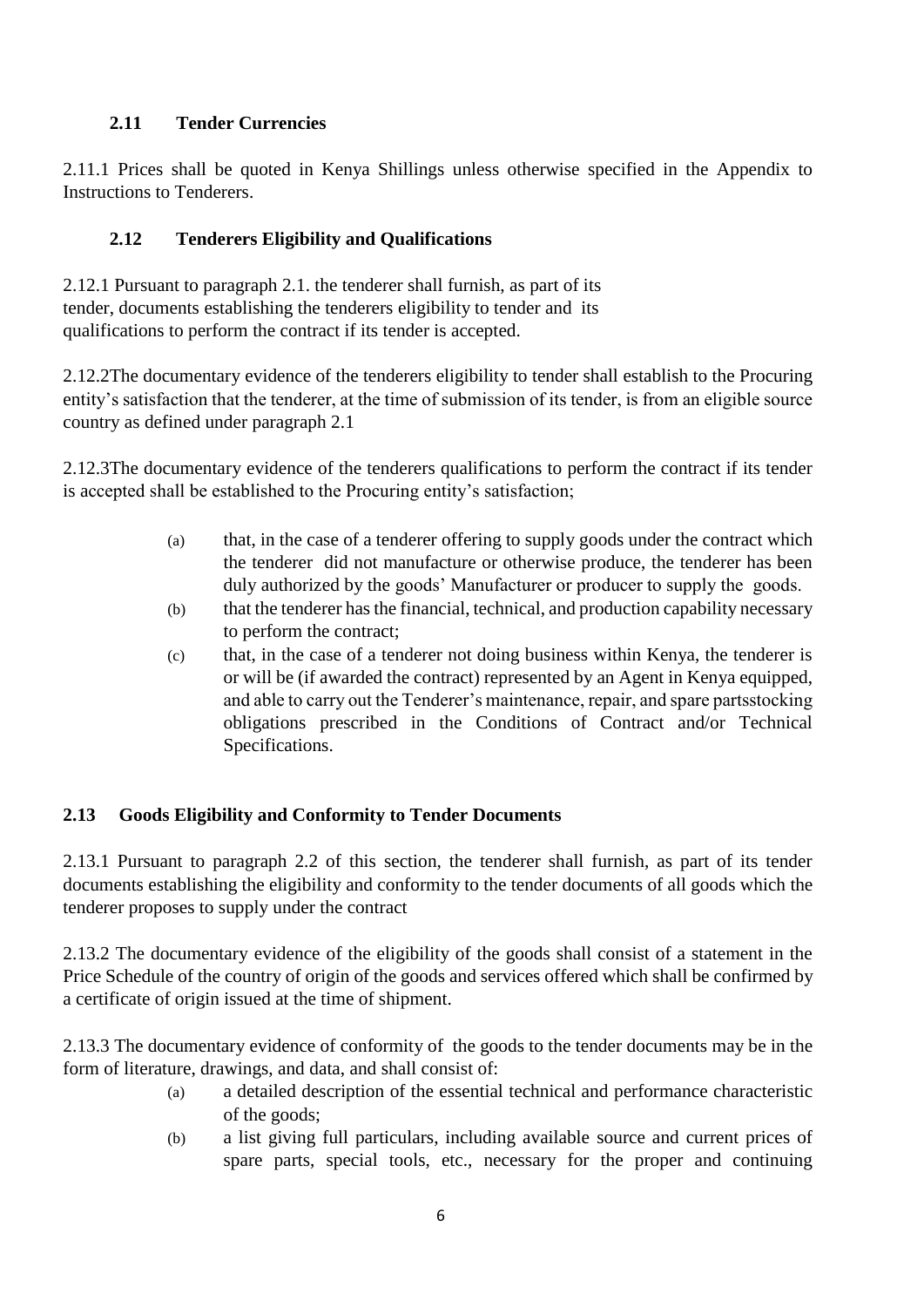### 2.11 Tender Currencies

2.11.1 Prices shall be quoted in Kenya Shillings unless otherwise specified in the Appendix to Instructions to Tenderers.

### 2.12 Tenderers Eligibility and Qualifications

2.12.1 Pursuant to paragraph 2.1. the tenderer shall furnish, as part of its tender, documents establishing the tenderers eligibility to tender and its qualifications to perform the contract if its tender is accepted.

2.12.2The documentary evidence of the tenderers eligibility to tender shall establish to the Procuring entity's satisfaction that the tenderer, at the time of submission of its tender, is from an eligible source country as defined under paragraph 2.1

2.12.3The documentary evidence of the tenderers qualifications to perform the contract if its tender is accepted shall be established to the Procuring entity's satisfaction;

(a) that, in the case of a tenderer offering to supply goods under the contract which the tenderer did not manufacture or otherwise produce, the tenderer has been duly authorized by the goods' Manufacturer or producer to supply the goods.

(b) that the tenderer has the financial, technical, and production capability necessary to perform the contract;

(c) that, in the case of a tenderer not doing business within Kenya, the tenderer is or will be (if awarded the contract) represented by an Agent in Kenya equipped, and able to carry out the Tenderer's maintenance, repair, and spare partsstocking obligations prescribed in the Conditions of Contract and/or Technical Specifications.

### 2.13 Goods Eligibility and Conformity to Tender Documents

2.13.1 Pursuant to paragraph 2.2 of this section, the tenderer shall furnish, as part of its tender documents establishing the eligibility and conformity to the tender documents of all goods which the tenderer proposes to supply under the contract

2.13.2 The documentary evidence of the eligibility of the goods shall consist of a statement in the Price Schedule of the country of origin of the goods and services offered which shall be confirmed by a certificate of origin issued at the time of shipment.

2.13.3 The documentary evidence of conformity of the goods to the tender documents may be in the form of literature, drawings, and data, and shall consist of:

(a) a detailed description of the essential technical and performance characteristic of the goods;

(b) a list giving full particulars, including available source and current prices of spare parts, special tools, etc., necessary for the proper and continuing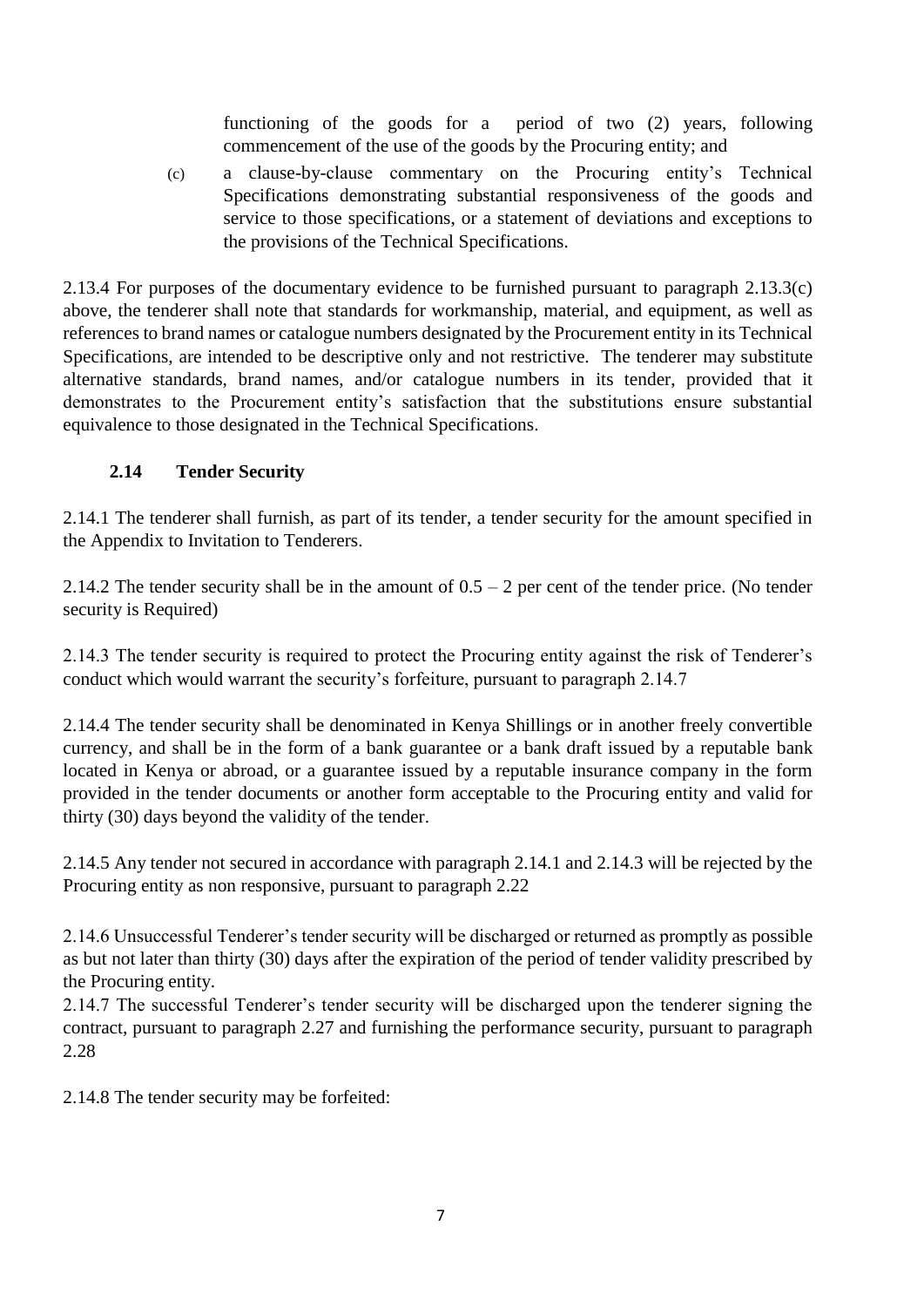functioning of the goods for a period of two (2) years, following commencement of the use of the goods by the Procuring entity; and

(c) a clause-by-clause commentary on the Procuring entity's Technical Specifications demonstrating substantial responsiveness of the goods and service to those specifications, or a statement of deviations and exceptions to the provisions of the Technical Specifications.

2.13.4 For purposes of the documentary evidence to be furnished pursuant to paragraph 2.13.3(c) above, the tenderer shall note that standards for workmanship, material, and equipment, as well as references to brand names or catalogue numbers designated by the Procurement entity in its Technical Specifications, are intended to be descriptive only and not restrictive. The tenderer may substitute alternative standards, brand names, and/or catalogue numbers in its tender, provided that it demonstrates to the Procurement entity's satisfaction that the substitutions ensure substantial equivalence to those designated in the Technical Specifications.

### 2.14 Tender Security

2.14.1 The tenderer shall furnish, as part of its tender, a tender security for the amount specified in the Appendix to Invitation to Tenderers.

2.14.2 The tender security shall be in the amount of 0.5 – 2 per cent of the tender price. (No tender security is Required)

2.14.3 The tender security is required to protect the Procuring entity against the risk of Tenderer's conduct which would warrant the security's forfeiture, pursuant to paragraph 2.14.7

2.14.4 The tender security shall be denominated in Kenya Shillings or in another freely convertible currency, and shall be in the form of a bank guarantee or a bank draft issued by a reputable bank located in Kenya or abroad, or a guarantee issued by a reputable insurance company in the form provided in the tender documents or another form acceptable to the Procuring entity and valid for thirty (30) days beyond the validity of the tender.

2.14.5 Any tender not secured in accordance with paragraph 2.14.1 and 2.14.3 will be rejected by the Procuring entity as non responsive, pursuant to paragraph 2.22

2.14.6 Unsuccessful Tenderer's tender security will be discharged or returned as promptly as possible as but not later than thirty (30) days after the expiration of the period of tender validity prescribed by the Procuring entity.

2.14.7 The successful Tenderer's tender security will be discharged upon the tenderer signing the contract, pursuant to paragraph 2.27 and furnishing the performance security, pursuant to paragraph 2.28

2.14.8 The tender security may be forfeited: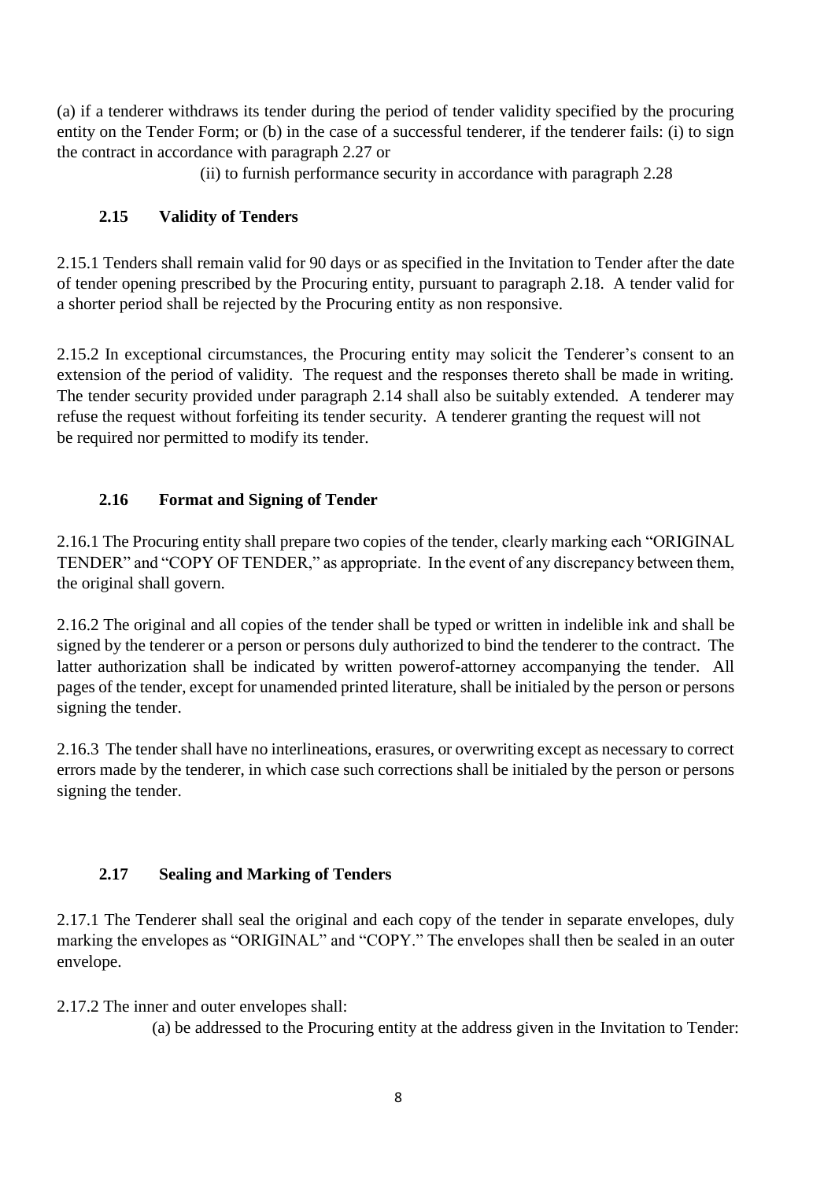(a) if a tenderer withdraws its tender during the period of tender validity specified by the procuring entity on the Tender Form; or (b) in the case of a successful tenderer, if the tenderer fails: (i) to sign the contract in accordance with paragraph 2.27 or

(ii) to furnish performance security in accordance with paragraph 2.28

### 2.15 Validity of Tenders

2.15.1 Tenders shall remain valid for 90 days or as specified in the Invitation to Tender after the date of tender opening prescribed by the Procuring entity, pursuant to paragraph 2.18. A tender valid for a shorter period shall be rejected by the Procuring entity as non responsive.

2.15.2 In exceptional circumstances, the Procuring entity may solicit the Tenderer's consent to an extension of the period of validity. The request and the responses thereto shall be made in writing. The tender security provided under paragraph 2.14 shall also be suitably extended. A tenderer may refuse the request without forfeiting its tender security. A tenderer granting the request will not be required nor permitted to modify its tender.

### 2.16 Format and Signing of Tender

2.16.1 The Procuring entity shall prepare two copies of the tender, clearly marking each "ORIGINAL TENDER" and "COPY OF TENDER," as appropriate. In the event of any discrepancy between them, the original shall govern.

2.16.2 The original and all copies of the tender shall be typed or written in indelible ink and shall be signed by the tenderer or a person or persons duly authorized to bind the tenderer to the contract. The latter authorization shall be indicated by written powerof-attorney accompanying the tender. All pages of the tender, except for unamended printed literature, shall be initialed by the person or persons signing the tender.

2.16.3 The tender shall have no interlineations, erasures, or overwriting except as necessary to correct errors made by the tenderer, in which case such corrections shall be initialed by the person or persons signing the tender.

### 2.17 Sealing and Marking of Tenders

2.17.1 The Tenderer shall seal the original and each copy of the tender in separate envelopes, duly marking the envelopes as "ORIGINAL" and "COPY." The envelopes shall then be sealed in an outer envelope.

2.17.2 The inner and outer envelopes shall:

(a) be addressed to the Procuring entity at the address given in the Invitation to Tender: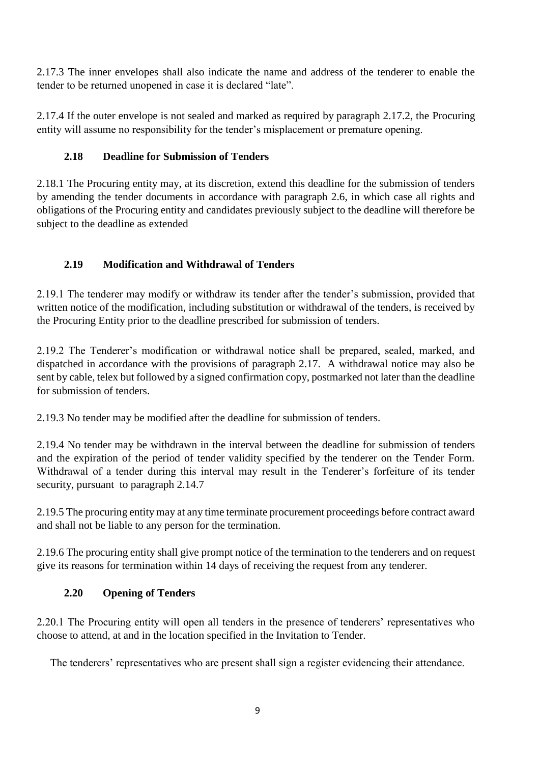2.17.3 The inner envelopes shall also indicate the name and address of the tenderer to enable the tender to be returned unopened in case it is declared "late".

2.17.4 If the outer envelope is not sealed and marked as required by paragraph 2.17.2, the Procuring entity will assume no responsibility for the tender's misplacement or premature opening.

### 2.18 Deadline for Submission of Tenders

2.18.1 The Procuring entity may, at its discretion, extend this deadline for the submission of tenders by amending the tender documents in accordance with paragraph 2.6, in which case all rights and obligations of the Procuring entity and candidates previously subject to the deadline will therefore be subject to the deadline as extended

### 2.19 Modification and Withdrawal of Tenders

2.19.1 The tenderer may modify or withdraw its tender after the tender's submission, provided that written notice of the modification, including substitution or withdrawal of the tenders, is received by the Procuring Entity prior to the deadline prescribed for submission of tenders.

2.19.2 The Tenderer's modification or withdrawal notice shall be prepared, sealed, marked, and dispatched in accordance with the provisions of paragraph 2.17. A withdrawal notice may also be sent by cable, telex but followed by a signed confirmation copy, postmarked not later than the deadline for submission of tenders.

2.19.3 No tender may be modified after the deadline for submission of tenders.

2.19.4 No tender may be withdrawn in the interval between the deadline for submission of tenders and the expiration of the period of tender validity specified by the tenderer on the Tender Form. Withdrawal of a tender during this interval may result in the Tenderer's forfeiture of its tender security, pursuant to paragraph 2.14.7

2.19.5 The procuring entity may at any time terminate procurement proceedings before contract award and shall not be liable to any person for the termination.

2.19.6 The procuring entity shall give prompt notice of the termination to the tenderers and on request give its reasons for termination within 14 days of receiving the request from any tenderer.

### 2.20 Opening of Tenders

2.20.1 The Procuring entity will open all tenders in the presence of tenderers' representatives who choose to attend, at and in the location specified in the Invitation to Tender.

The tenderers' representatives who are present shall sign a register evidencing their attendance.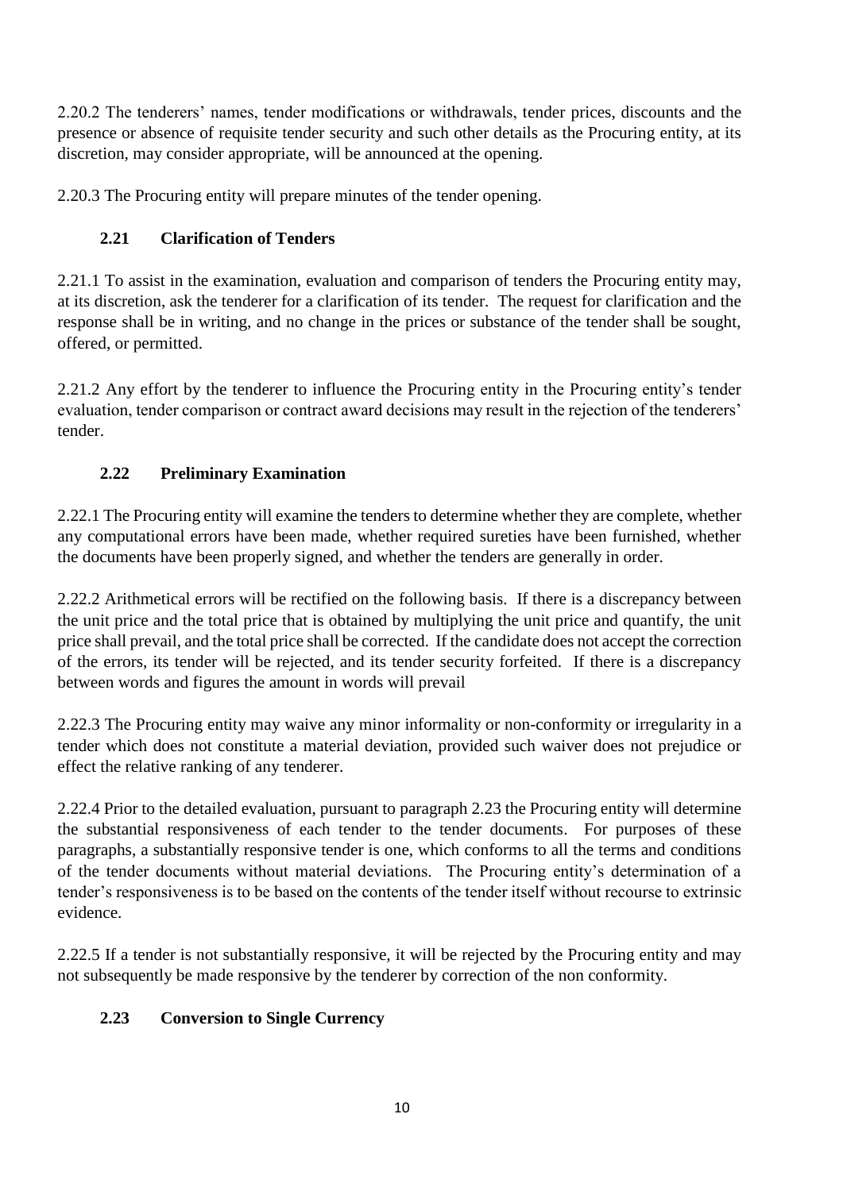2.20.2 The tenderers' names, tender modifications or withdrawals, tender prices, discounts and the presence or absence of requisite tender security and such other details as the Procuring entity, at its discretion, may consider appropriate, will be announced at the opening.

2.20.3 The Procuring entity will prepare minutes of the tender opening.

### 2.21 Clarification of Tenders

2.21.1 To assist in the examination, evaluation and comparison of tenders the Procuring entity may, at its discretion, ask the tenderer for a clarification of its tender. The request for clarification and the response shall be in writing, and no change in the prices or substance of the tender shall be sought, offered, or permitted.

2.21.2 Any effort by the tenderer to influence the Procuring entity in the Procuring entity's tender evaluation, tender comparison or contract award decisions may result in the rejection of the tenderers' tender.

### 2.22 Preliminary Examination

2.22.1 The Procuring entity will examine the tenders to determine whether they are complete, whether any computational errors have been made, whether required sureties have been furnished, whether the documents have been properly signed, and whether the tenders are generally in order.

2.22.2 Arithmetical errors will be rectified on the following basis. If there is a discrepancy between the unit price and the total price that is obtained by multiplying the unit price and quantify, the unit price shall prevail, and the total price shall be corrected. If the candidate does not accept the correction of the errors, its tender will be rejected, and its tender security forfeited. If there is a discrepancy between words and figures the amount in words will prevail

2.22.3 The Procuring entity may waive any minor informality or non-conformity or irregularity in a tender which does not constitute a material deviation, provided such waiver does not prejudice or effect the relative ranking of any tenderer.

2.22.4 Prior to the detailed evaluation, pursuant to paragraph 2.23 the Procuring entity will determine the substantial responsiveness of each tender to the tender documents. For purposes of these paragraphs, a substantially responsive tender is one, which conforms to all the terms and conditions of the tender documents without material deviations. The Procuring entity's determination of a tender's responsiveness is to be based on the contents of the tender itself without recourse to extrinsic evidence.

2.22.5 If a tender is not substantially responsive, it will be rejected by the Procuring entity and may not subsequently be made responsive by the tenderer by correction of the non conformity.

### 2.23 Conversion to Single Currency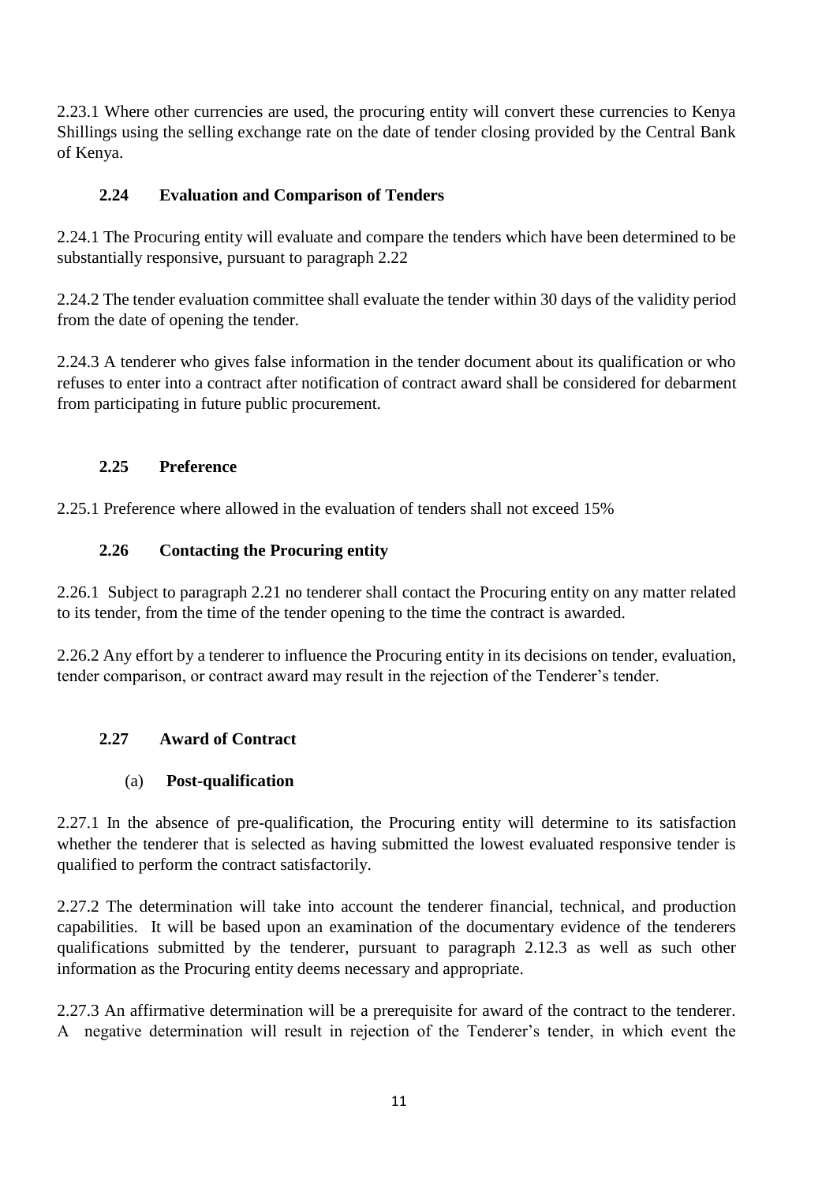2.23.1 Where other currencies are used, the procuring entity will convert these currencies to Kenya Shillings using the selling exchange rate on the date of tender closing provided by the Central Bank of Kenya.

### 2.24 Evaluation and Comparison of Tenders

2.24.1 The Procuring entity will evaluate and compare the tenders which have been determined to be substantially responsive, pursuant to paragraph 2.22

2.24.2 The tender evaluation committee shall evaluate the tender within 30 days of the validity period from the date of opening the tender.

2.24.3 A tenderer who gives false information in the tender document about its qualification or who refuses to enter into a contract after notification of contract award shall be considered for debarment from participating in future public procurement.

### 2.25 Preference

2.25.1 Preference where allowed in the evaluation of tenders shall not exceed 15%

### 2.26 Contacting the Procuring entity

2.26.1 Subject to paragraph 2.21 no tenderer shall contact the Procuring entity on any matter related to its tender, from the time of the tender opening to the time the contract is awarded.

2.26.2 Any effort by a tenderer to influence the Procuring entity in its decisions on tender, evaluation, tender comparison, or contract award may result in the rejection of the Tenderer's tender.

### 2.27 Award of Contract

#### (a) Post-qualification

2.27.1 In the absence of pre-qualification, the Procuring entity will determine to its satisfaction whether the tenderer that is selected as having submitted the lowest evaluated responsive tender is qualified to perform the contract satisfactorily.

2.27.2 The determination will take into account the tenderer financial, technical, and production capabilities. It will be based upon an examination of the documentary evidence of the tenderers qualifications submitted by the tenderer, pursuant to paragraph 2.12.3 as well as such other information as the Procuring entity deems necessary and appropriate.

2.27.3 An affirmative determination will be a prerequisite for award of the contract to the tenderer. A negative determination will result in rejection of the Tenderer's tender, in which event the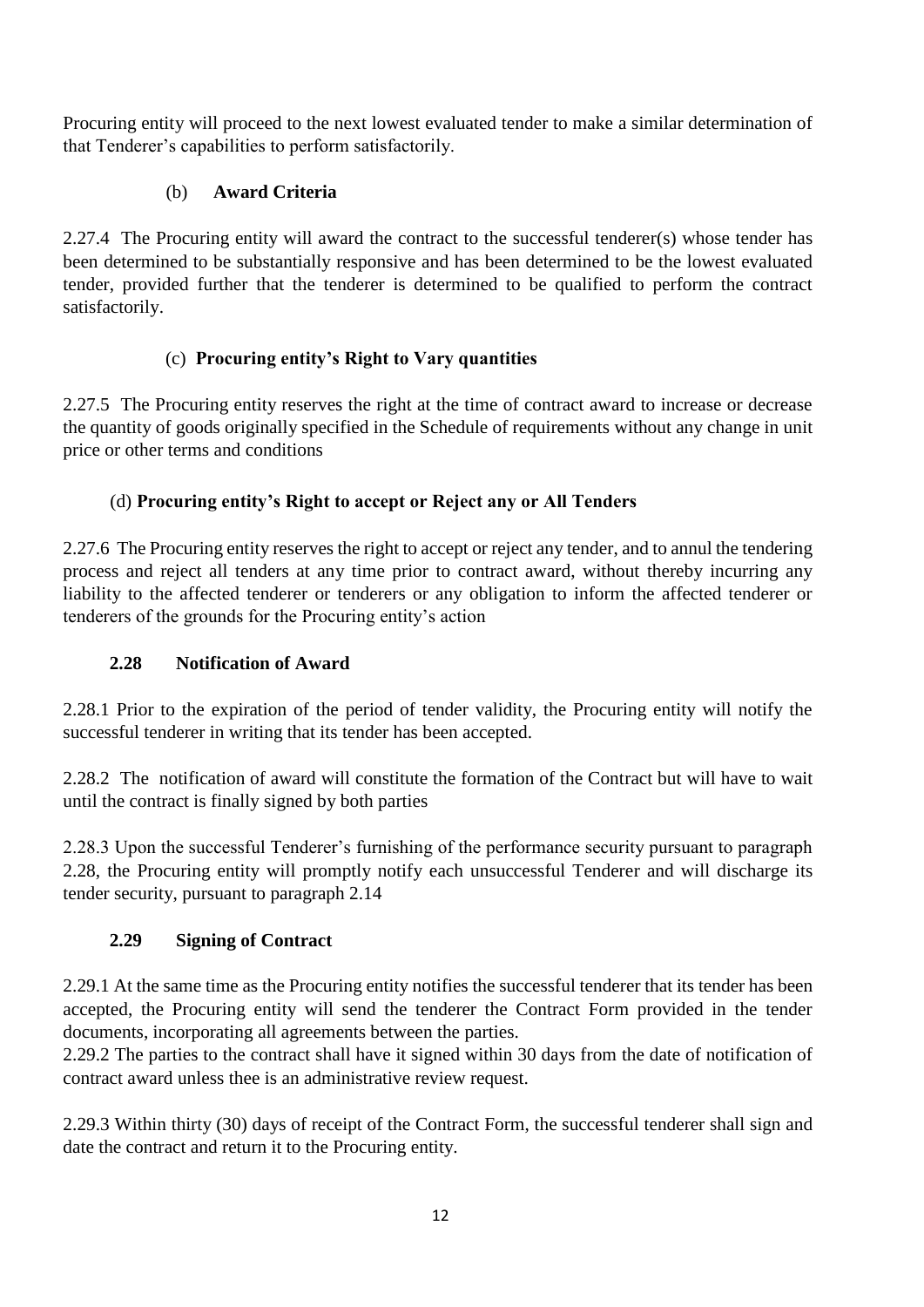Procuring entity will proceed to the next lowest evaluated tender to make a similar determination of that Tenderer's capabilities to perform satisfactorily.

### (b) Award Criteria

2.27.4 The Procuring entity will award the contract to the successful tenderer(s) whose tender has been determined to be substantially responsive and has been determined to be the lowest evaluated tender, provided further that the tenderer is determined to be qualified to perform the contract satisfactorily.

### (c) Procuring entity's Right to Vary quantities

2.27.5 The Procuring entity reserves the right at the time of contract award to increase or decrease the quantity of goods originally specified in the Schedule of requirements without any change in unit price or other terms and conditions

### (d) Procuring entity's Right to accept or Reject any or All Tenders

2.27.6 The Procuring entity reserves the right to accept or reject any tender, and to annul the tendering process and reject all tenders at any time prior to contract award, without thereby incurring any liability to the affected tenderer or tenderers or any obligation to inform the affected tenderer or tenderers of the grounds for the Procuring entity's action

## 2.28 Notification of Award

2.28.1 Prior to the expiration of the period of tender validity, the Procuring entity will notify the successful tenderer in writing that its tender has been accepted.

2.28.2 The notification of award will constitute the formation of the Contract but will have to wait until the contract is finally signed by both parties

2.28.3 Upon the successful Tenderer's furnishing of the performance security pursuant to paragraph 2.28, the Procuring entity will promptly notify each unsuccessful Tenderer and will discharge its tender security, pursuant to paragraph 2.14

## 2.29 Signing of Contract

2.29.1 At the same time as the Procuring entity notifies the successful tenderer that its tender has been accepted, the Procuring entity will send the tenderer the Contract Form provided in the tender documents, incorporating all agreements between the parties.

2.29.2 The parties to the contract shall have it signed within 30 days from the date of notification of contract award unless thee is an administrative review request.

2.29.3 Within thirty (30) days of receipt of the Contract Form, the successful tenderer shall sign and date the contract and return it to the Procuring entity.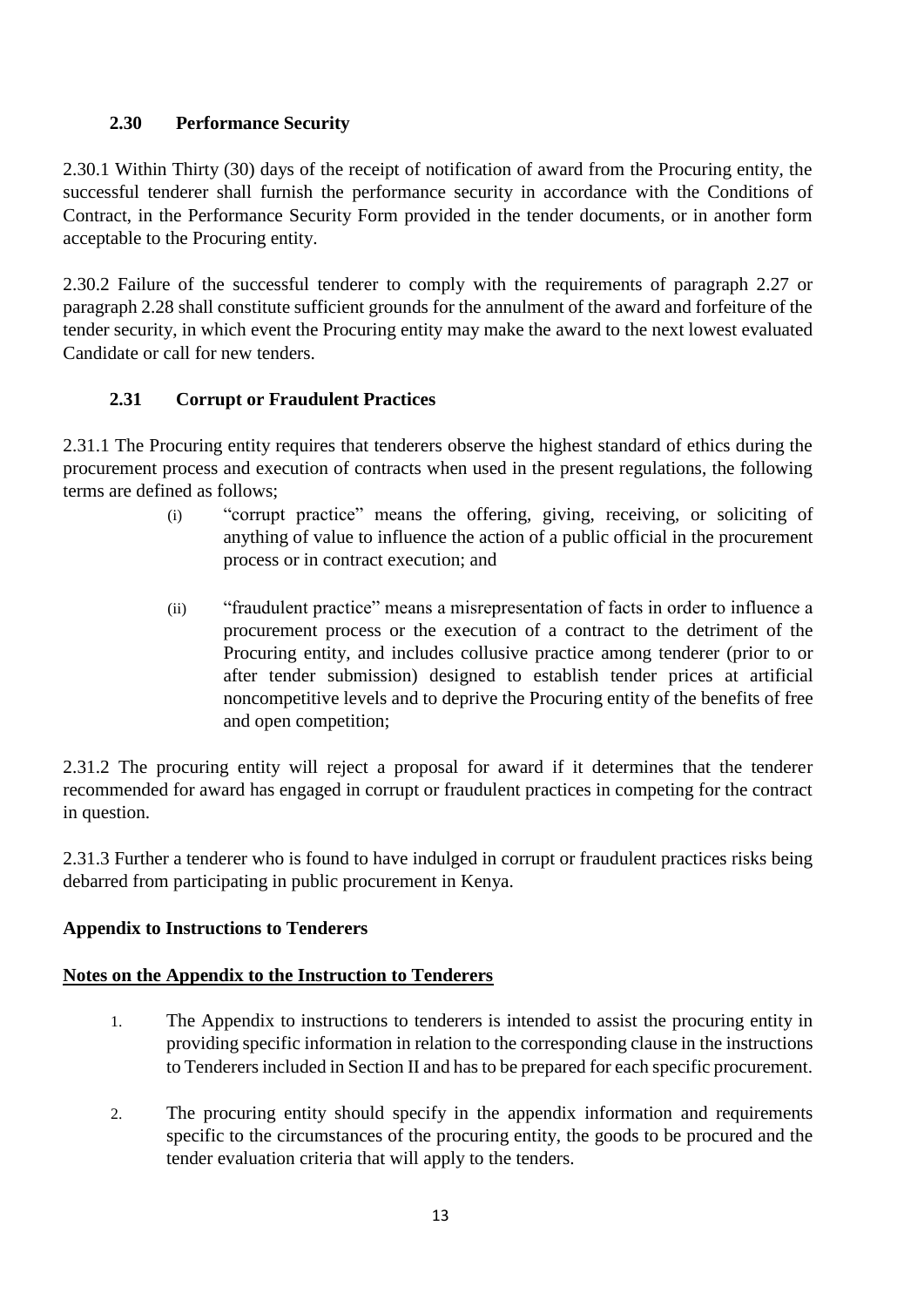### 2.30 Performance Security

2.30.1 Within Thirty (30) days of the receipt of notification of award from the Procuring entity, the successful tenderer shall furnish the performance security in accordance with the Conditions of Contract, in the Performance Security Form provided in the tender documents, or in another form acceptable to the Procuring entity.

2.30.2 Failure of the successful tenderer to comply with the requirements of paragraph 2.27 or paragraph 2.28 shall constitute sufficient grounds for the annulment of the award and forfeiture of the tender security, in which event the Procuring entity may make the award to the next lowest evaluated Candidate or call for new tenders.

### 2.31 Corrupt or Fraudulent Practices

2.31.1 The Procuring entity requires that tenderers observe the highest standard of ethics during the procurement process and execution of contracts when used in the present regulations, the following terms are defined as follows;

(i) "corrupt practice" means the offering, giving, receiving, or soliciting of anything of value to influence the action of a public official in the procurement process or in contract execution; and

(ii) "fraudulent practice" means a misrepresentation of facts in order to influence a procurement process or the execution of a contract to the detriment of the Procuring entity, and includes collusive practice among tenderer (prior to or after tender submission) designed to establish tender prices at artificial noncompetitive levels and to deprive the Procuring entity of the benefits of free and open competition;

2.31.2 The procuring entity will reject a proposal for award if it determines that the tenderer recommended for award has engaged in corrupt or fraudulent practices in competing for the contract in question.

2.31.3 Further a tenderer who is found to have indulged in corrupt or fraudulent practices risks being debarred from participating in public procurement in Kenya.

**Appendix to Instructions to Tenderers**

**<u>Notes on the Appendix to the Instruction to Tenderers</u>**

1. The Appendix to instructions to tenderers is intended to assist the procuring entity in providing specific information in relation to the corresponding clause in the instructions to Tenderers included in Section II and has to be prepared for each specific procurement.

2. The procuring entity should specify in the appendix information and requirements specific to the circumstances of the procuring entity, the goods to be procured and the tender evaluation criteria that will apply to the tenders.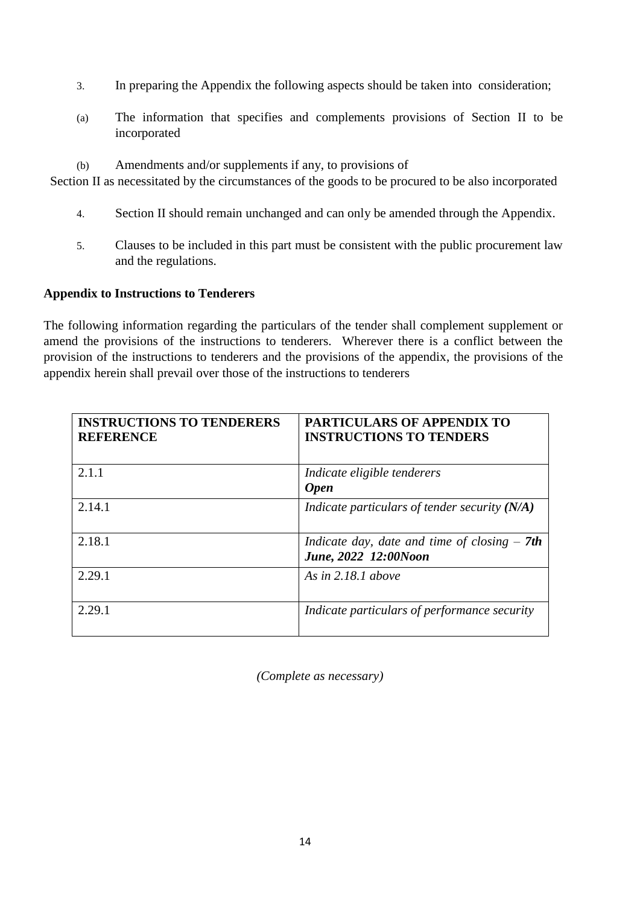3. In preparing the Appendix the following aspects should be taken into consideration;

(a) The information that specifies and complements provisions of Section II to be incorporated

(b) Amendments and/or supplements if any, to provisions of Section II as necessitated by the circumstances of the goods to be procured to be also incorporated

4. Section II should remain unchanged and can only be amended through the Appendix.

5. Clauses to be included in this part must be consistent with the public procurement law and the regulations.

**Appendix to Instructions to Tenderers**

The following information regarding the particulars of the tender shall complement supplement or amend the provisions of the instructions to tenderers. Wherever there is a conflict between the provision of the instructions to tenderers and the provisions of the appendix, the provisions of the appendix herein shall prevail over those of the instructions to tenderers

| **INSTRUCTIONS TO TENDERERS REFERENCE** | **PARTICULARS OF APPENDIX TO INSTRUCTIONS TO TENDERS** |
|---|---|
| 2.1.1 | *Indicate eligible tenderers* ***Open*** |
| 2.14.1 | *Indicate particulars of tender security* ***(N/A)*** |
| 2.18.1 | *Indicate day, date and time of closing –* ***7th June, 2022 12:00Noon*** |
| 2.29.1 | *As in 2.18.1 above* |
| 2.29.1 | *Indicate particulars of performance security* |

*(Complete as necessary)*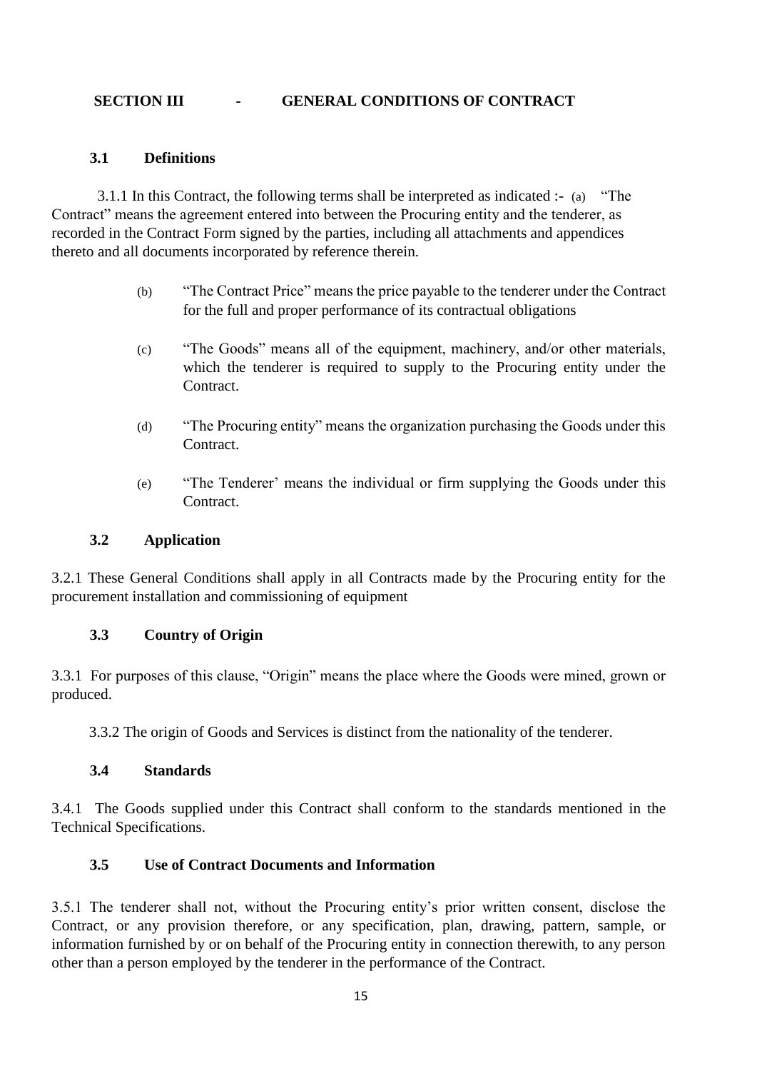## SECTION III - GENERAL CONDITIONS OF CONTRACT

### 3.1 Definitions

3.1.1 In this Contract, the following terms shall be interpreted as indicated :-

(a) "The Contract" means the agreement entered into between the Procuring entity and the tenderer, as recorded in the Contract Form signed by the parties, including all attachments and appendices thereto and all documents incorporated by reference therein.

(b) "The Contract Price" means the price payable to the tenderer under the Contract for the full and proper performance of its contractual obligations

(c) "The Goods" means all of the equipment, machinery, and/or other materials, which the tenderer is required to supply to the Procuring entity under the Contract.

(d) "The Procuring entity" means the organization purchasing the Goods under this Contract.

(e) "The Tenderer' means the individual or firm supplying the Goods under this Contract.

### 3.2 Application

3.2.1 These General Conditions shall apply in all Contracts made by the Procuring entity for the procurement installation and commissioning of equipment

### 3.3 Country of Origin

3.3.1 For purposes of this clause, "Origin" means the place where the Goods were mined, grown or produced.

3.3.2 The origin of Goods and Services is distinct from the nationality of the tenderer.

### 3.4 Standards

3.4.1 The Goods supplied under this Contract shall conform to the standards mentioned in the Technical Specifications.

### 3.5 Use of Contract Documents and Information

3.5.1 The tenderer shall not, without the Procuring entity's prior written consent, disclose the Contract, or any provision therefore, or any specification, plan, drawing, pattern, sample, or information furnished by or on behalf of the Procuring entity in connection therewith, to any person other than a person employed by the tenderer in the performance of the Contract.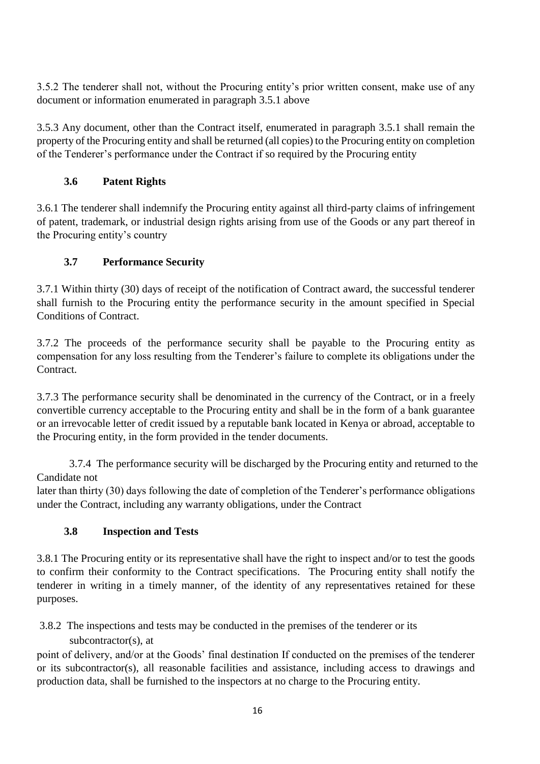3.5.2 The tenderer shall not, without the Procuring entity's prior written consent, make use of any document or information enumerated in paragraph 3.5.1 above

3.5.3 Any document, other than the Contract itself, enumerated in paragraph 3.5.1 shall remain the property of the Procuring entity and shall be returned (all copies) to the Procuring entity on completion of the Tenderer's performance under the Contract if so required by the Procuring entity

### 3.6 Patent Rights

3.6.1 The tenderer shall indemnify the Procuring entity against all third-party claims of infringement of patent, trademark, or industrial design rights arising from use of the Goods or any part thereof in the Procuring entity's country

### 3.7 Performance Security

3.7.1 Within thirty (30) days of receipt of the notification of Contract award, the successful tenderer shall furnish to the Procuring entity the performance security in the amount specified in Special Conditions of Contract.

3.7.2 The proceeds of the performance security shall be payable to the Procuring entity as compensation for any loss resulting from the Tenderer's failure to complete its obligations under the Contract.

3.7.3 The performance security shall be denominated in the currency of the Contract, or in a freely convertible currency acceptable to the Procuring entity and shall be in the form of a bank guarantee or an irrevocable letter of credit issued by a reputable bank located in Kenya or abroad, acceptable to the Procuring entity, in the form provided in the tender documents.

3.7.4 The performance security will be discharged by the Procuring entity and returned to the Candidate not later than thirty (30) days following the date of completion of the Tenderer's performance obligations under the Contract, including any warranty obligations, under the Contract

### 3.8 Inspection and Tests

3.8.1 The Procuring entity or its representative shall have the right to inspect and/or to test the goods to confirm their conformity to the Contract specifications. The Procuring entity shall notify the tenderer in writing in a timely manner, of the identity of any representatives retained for these purposes.

3.8.2 The inspections and tests may be conducted in the premises of the tenderer or its subcontractor(s), at point of delivery, and/or at the Goods' final destination If conducted on the premises of the tenderer or its subcontractor(s), all reasonable facilities and assistance, including access to drawings and production data, shall be furnished to the inspectors at no charge to the Procuring entity.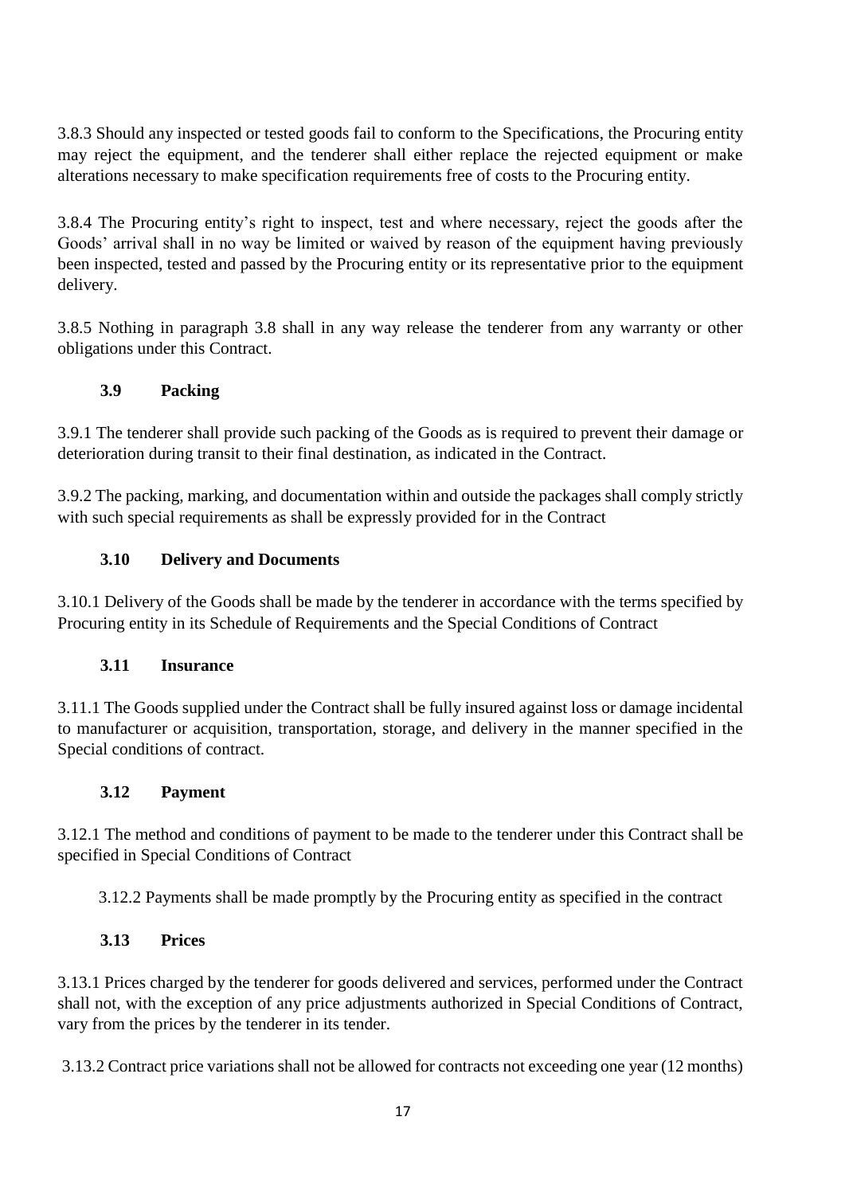3.8.3 Should any inspected or tested goods fail to conform to the Specifications, the Procuring entity may reject the equipment, and the tenderer shall either replace the rejected equipment or make alterations necessary to make specification requirements free of costs to the Procuring entity.

3.8.4 The Procuring entity's right to inspect, test and where necessary, reject the goods after the Goods' arrival shall in no way be limited or waived by reason of the equipment having previously been inspected, tested and passed by the Procuring entity or its representative prior to the equipment delivery.

3.8.5 Nothing in paragraph 3.8 shall in any way release the tenderer from any warranty or other obligations under this Contract.

### 3.9 Packing

3.9.1 The tenderer shall provide such packing of the Goods as is required to prevent their damage or deterioration during transit to their final destination, as indicated in the Contract.

3.9.2 The packing, marking, and documentation within and outside the packages shall comply strictly with such special requirements as shall be expressly provided for in the Contract

### 3.10 Delivery and Documents

3.10.1 Delivery of the Goods shall be made by the tenderer in accordance with the terms specified by Procuring entity in its Schedule of Requirements and the Special Conditions of Contract

### 3.11 Insurance

3.11.1 The Goods supplied under the Contract shall be fully insured against loss or damage incidental to manufacturer or acquisition, transportation, storage, and delivery in the manner specified in the Special conditions of contract.

### 3.12 Payment

3.12.1 The method and conditions of payment to be made to the tenderer under this Contract shall be specified in Special Conditions of Contract

3.12.2 Payments shall be made promptly by the Procuring entity as specified in the contract

### 3.13 Prices

3.13.1 Prices charged by the tenderer for goods delivered and services, performed under the Contract shall not, with the exception of any price adjustments authorized in Special Conditions of Contract, vary from the prices by the tenderer in its tender.

3.13.2 Contract price variations shall not be allowed for contracts not exceeding one year (12 months)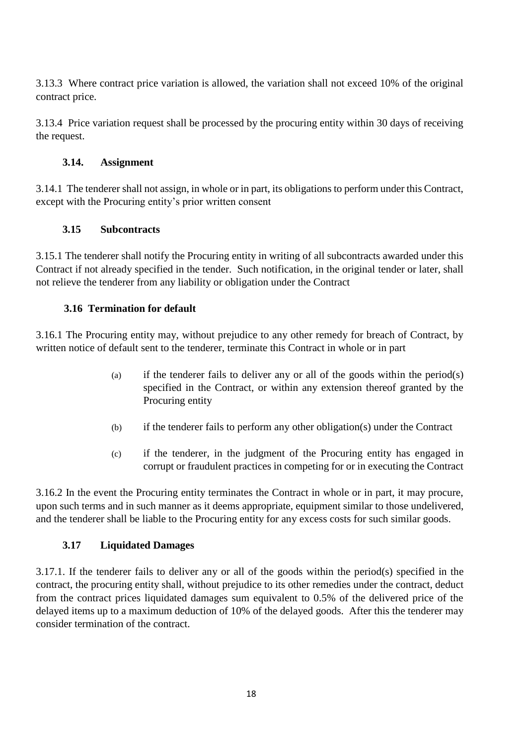3.13.3 Where contract price variation is allowed, the variation shall not exceed 10% of the original contract price.

3.13.4 Price variation request shall be processed by the procuring entity within 30 days of receiving the request.

### 3.14. Assignment

3.14.1 The tenderer shall not assign, in whole or in part, its obligations to perform under this Contract, except with the Procuring entity's prior written consent

### 3.15 Subcontracts

3.15.1 The tenderer shall notify the Procuring entity in writing of all subcontracts awarded under this Contract if not already specified in the tender. Such notification, in the original tender or later, shall not relieve the tenderer from any liability or obligation under the Contract

### 3.16 Termination for default

3.16.1 The Procuring entity may, without prejudice to any other remedy for breach of Contract, by written notice of default sent to the tenderer, terminate this Contract in whole or in part

(a) if the tenderer fails to deliver any or all of the goods within the period(s) specified in the Contract, or within any extension thereof granted by the Procuring entity

(b) if the tenderer fails to perform any other obligation(s) under the Contract

(c) if the tenderer, in the judgment of the Procuring entity has engaged in corrupt or fraudulent practices in competing for or in executing the Contract

3.16.2 In the event the Procuring entity terminates the Contract in whole or in part, it may procure, upon such terms and in such manner as it deems appropriate, equipment similar to those undelivered, and the tenderer shall be liable to the Procuring entity for any excess costs for such similar goods.

### 3.17 Liquidated Damages

3.17.1. If the tenderer fails to deliver any or all of the goods within the period(s) specified in the contract, the procuring entity shall, without prejudice to its other remedies under the contract, deduct from the contract prices liquidated damages sum equivalent to 0.5% of the delivered price of the delayed items up to a maximum deduction of 10% of the delayed goods. After this the tenderer may consider termination of the contract.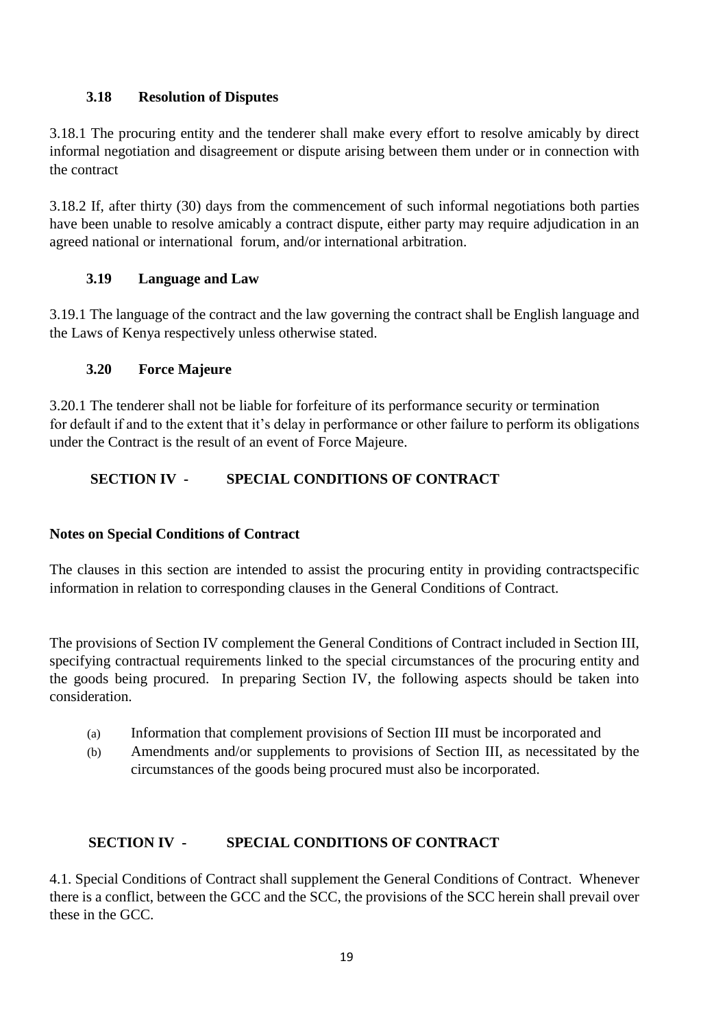### 3.18 Resolution of Disputes

3.18.1 The procuring entity and the tenderer shall make every effort to resolve amicably by direct informal negotiation and disagreement or dispute arising between them under or in connection with the contract

3.18.2 If, after thirty (30) days from the commencement of such informal negotiations both parties have been unable to resolve amicably a contract dispute, either party may require adjudication in an agreed national or international forum, and/or international arbitration.

### 3.19 Language and Law

3.19.1 The language of the contract and the law governing the contract shall be English language and the Laws of Kenya respectively unless otherwise stated.

### 3.20 Force Majeure

3.20.1 The tenderer shall not be liable for forfeiture of its performance security or termination for default if and to the extent that it's delay in performance or other failure to perform its obligations under the Contract is the result of an event of Force Majeure.

## SECTION IV - SPECIAL CONDITIONS OF CONTRACT

**Notes on Special Conditions of Contract**

The clauses in this section are intended to assist the procuring entity in providing contractspecific information in relation to corresponding clauses in the General Conditions of Contract.

The provisions of Section IV complement the General Conditions of Contract included in Section III, specifying contractual requirements linked to the special circumstances of the procuring entity and the goods being procured. In preparing Section IV, the following aspects should be taken into consideration.

(a) Information that complement provisions of Section III must be incorporated and
(b) Amendments and/or supplements to provisions of Section III, as necessitated by the circumstances of the goods being procured must also be incorporated.

## SECTION IV - SPECIAL CONDITIONS OF CONTRACT

4.1. Special Conditions of Contract shall supplement the General Conditions of Contract. Whenever there is a conflict, between the GCC and the SCC, the provisions of the SCC herein shall prevail over these in the GCC.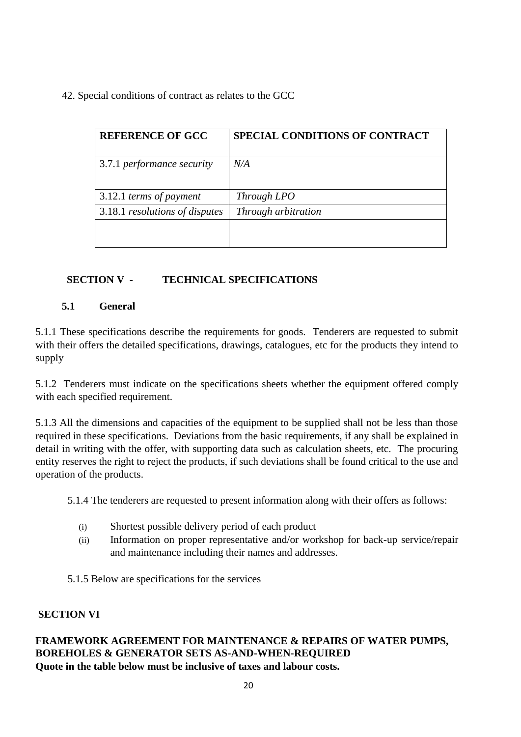42. Special conditions of contract as relates to the GCC

| REFERENCE OF GCC | SPECIAL CONDITIONS OF CONTRACT |
|---|---|
| 3.7.1 *performance security* | *N/A* |
| 3.12.1 *terms of payment* | *Through LPO* |
| 3.18.1 *resolutions of disputes* | *Through arbitration* |
| | |

## SECTION V - TECHNICAL SPECIFICATIONS

### 5.1 General

5.1.1 These specifications describe the requirements for goods. Tenderers are requested to submit with their offers the detailed specifications, drawings, catalogues, etc for the products they intend to supply

5.1.2 Tenderers must indicate on the specifications sheets whether the equipment offered comply with each specified requirement.

5.1.3 All the dimensions and capacities of the equipment to be supplied shall not be less than those required in these specifications. Deviations from the basic requirements, if any shall be explained in detail in writing with the offer, with supporting data such as calculation sheets, etc. The procuring entity reserves the right to reject the products, if such deviations shall be found critical to the use and operation of the products.

5.1.4 The tenderers are requested to present information along with their offers as follows:

(i) Shortest possible delivery period of each product

(ii) Information on proper representative and/or workshop for back-up service/repair and maintenance including their names and addresses.

5.1.5 Below are specifications for the services

## SECTION VI

**FRAMEWORK AGREEMENT FOR MAINTENANCE & REPAIRS OF WATER PUMPS, BOREHOLES & GENERATOR SETS AS-AND-WHEN-REQUIRED**

**Quote in the table below must be inclusive of taxes and labour costs.**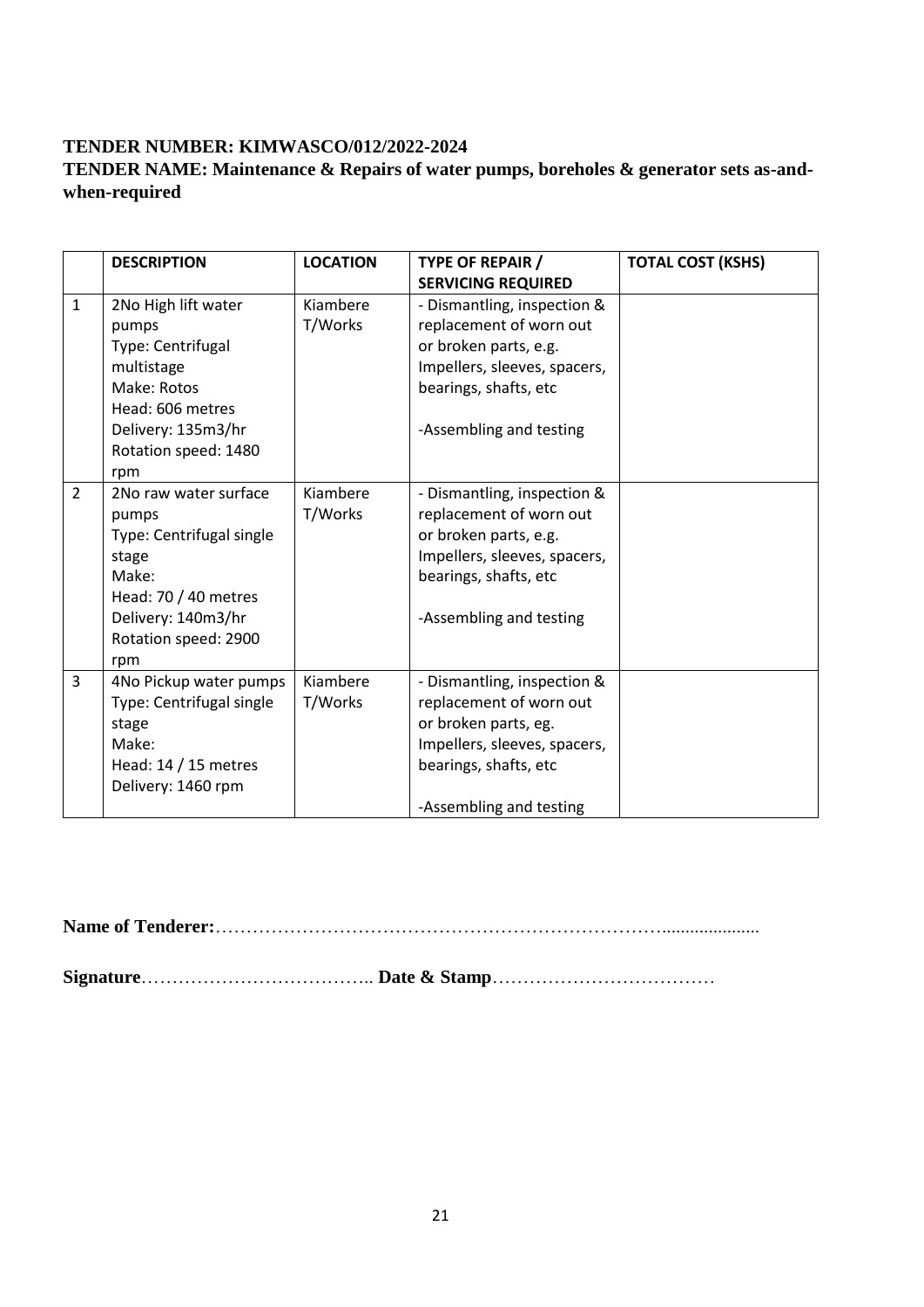**TENDER NUMBER: KIMWASCO/012/2022-2024**

**TENDER NAME: Maintenance & Repairs of water pumps, boreholes & generator sets as-and-when-required**

| | **DESCRIPTION** | **LOCATION** | **TYPE OF REPAIR / SERVICING REQUIRED** | **TOTAL COST (KSHS)** |
|---|---|---|---|---|
| 1 | 2No High lift water pumps<br>Type: Centrifugal multistage<br>Make: Rotos<br>Head: 606 metres<br>Delivery: 135m3/hr<br>Rotation speed: 1480 rpm | Kiambere T/Works | - Dismantling, inspection & replacement of worn out or broken parts, e.g. Impellers, sleeves, spacers, bearings, shafts, etc<br><br>-Assembling and testing | |
| 2 | 2No raw water surface pumps<br>Type: Centrifugal single stage<br>Make:<br>Head: 70 / 40 metres<br>Delivery: 140m3/hr<br>Rotation speed: 2900 rpm | Kiambere T/Works | - Dismantling, inspection & replacement of worn out or broken parts, e.g. Impellers, sleeves, spacers, bearings, shafts, etc<br><br>-Assembling and testing | |
| 3 | 4No Pickup water pumps<br>Type: Centrifugal single stage<br>Make:<br>Head: 14 / 15 metres<br>Delivery: 1460 rpm | Kiambere T/Works | - Dismantling, inspection & replacement of worn out or broken parts, eg. Impellers, sleeves, spacers, bearings, shafts, etc<br><br>-Assembling and testing | |

**Name of Tenderer:**…………………………………………………………………....................

**Signature**……………………………….. **Date & Stamp**………………………………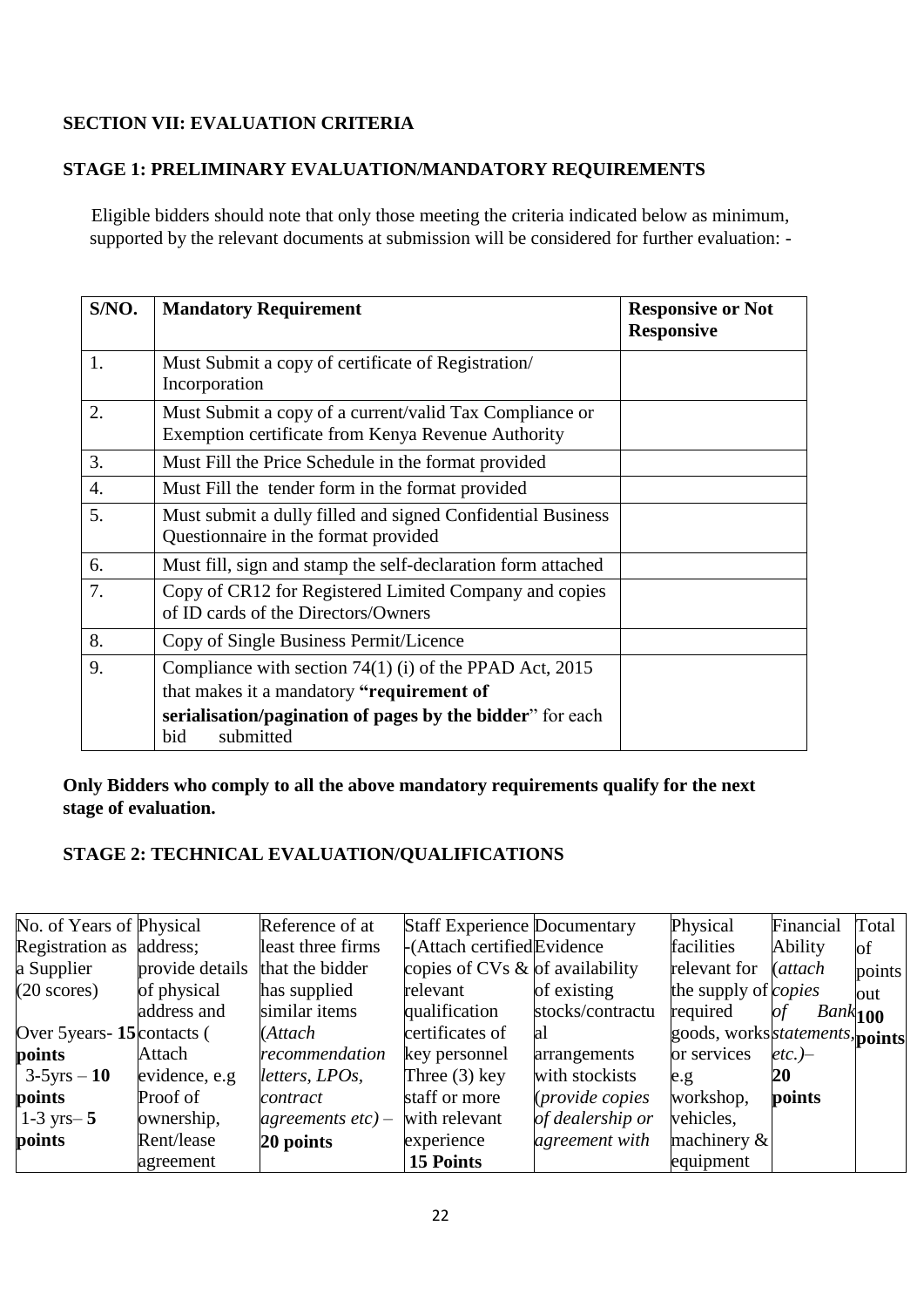### SECTION VII: EVALUATION CRITERIA

### STAGE 1: PRELIMINARY EVALUATION/MANDATORY REQUIREMENTS

Eligible bidders should note that only those meeting the criteria indicated below as minimum, supported by the relevant documents at submission will be considered for further evaluation: -

| S/NO. | Mandatory Requirement | Responsive or Not Responsive |
|---|---|---|
| 1. | Must Submit a copy of certificate of Registration/ Incorporation | |
| 2. | Must Submit a copy of a current/valid Tax Compliance or Exemption certificate from Kenya Revenue Authority | |
| 3. | Must Fill the Price Schedule in the format provided | |
| 4. | Must Fill the tender form in the format provided | |
| 5. | Must submit a dully filled and signed Confidential Business Questionnaire in the format provided | |
| 6. | Must fill, sign and stamp the self-declaration form attached | |
| 7. | Copy of CR12 for Registered Limited Company and copies of ID cards of the Directors/Owners | |
| 8. | Copy of Single Business Permit/Licence | |
| 9. | Compliance with section 74(1) (i) of the PPAD Act, 2015 that makes it a mandatory **"requirement of serialisation/pagination of pages by the bidder"** for each bid submitted | |

**Only Bidders who comply to all the above mandatory requirements qualify for the next stage of evaluation.**

### STAGE 2: TECHNICAL EVALUATION/QUALIFICATIONS

| No. of Years of Registration as a Supplier (20 scores) Over 5years- **15 points** 3-5yrs – **10 points** 1-3 yrs– **5 points** | Physical address; provide details of physical address and contacts ( Attach evidence, e.g Proof of ownership, Rent/lease agreement | Reference of at least three firms that the bidder has supplied similar items (*Attach recommendation letters, LPOs, contract agreements etc)* – **20 points** | Staff Experience -(Attach certified copies of CVs & relevant qualification certificates of key personnel Three (3) key staff or more with relevant experience **15 Points** | Documentary Evidence of availability of existing stocks/contractual arrangements with stockists (*provide copies of dealership or agreement with* | Physical facilities relevant for the supply of required goods, works or services e.g workshop, vehicles, machinery & equipment | Financial Ability (*attach copies of Bank statements, etc.)*– **20 points** | Total of points out **100 points** |
|---|---|---|---|---|---|---|---|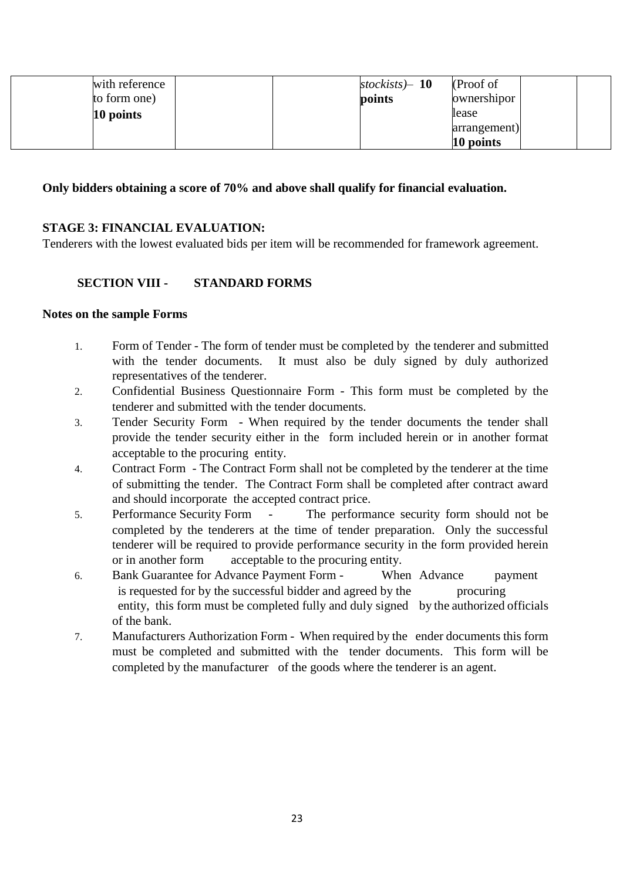|  | with reference to form one) **10 points** |  |  | *stockists)*– **10 points** | (Proof of ownershipor lease arrangement) **10 points** |  |  |
|---|---|---|---|---|---|---|---|

**Only bidders obtaining a score of 70% and above shall qualify for financial evaluation.**

**STAGE 3: FINANCIAL EVALUATION:**

Tenderers with the lowest evaluated bids per item will be recommended for framework agreement.

## SECTION VIII - STANDARD FORMS

**Notes on the sample Forms**

1. Form of Tender - The form of tender must be completed by the tenderer and submitted with the tender documents. It must also be duly signed by duly authorized representatives of the tenderer.
2. Confidential Business Questionnaire Form - This form must be completed by the tenderer and submitted with the tender documents.
3. Tender Security Form - When required by the tender documents the tender shall provide the tender security either in the form included herein or in another format acceptable to the procuring entity.
4. Contract Form - The Contract Form shall not be completed by the tenderer at the time of submitting the tender. The Contract Form shall be completed after contract award and should incorporate the accepted contract price.
5. Performance Security Form - The performance security form should not be completed by the tenderers at the time of tender preparation. Only the successful tenderer will be required to provide performance security in the form provided herein or in another form acceptable to the procuring entity.
6. Bank Guarantee for Advance Payment Form - When Advance payment is requested for by the successful bidder and agreed by the procuring entity, this form must be completed fully and duly signed by the authorized officials of the bank.
7. Manufacturers Authorization Form - When required by the ender documents this form must be completed and submitted with the tender documents. This form will be completed by the manufacturer of the goods where the tenderer is an agent.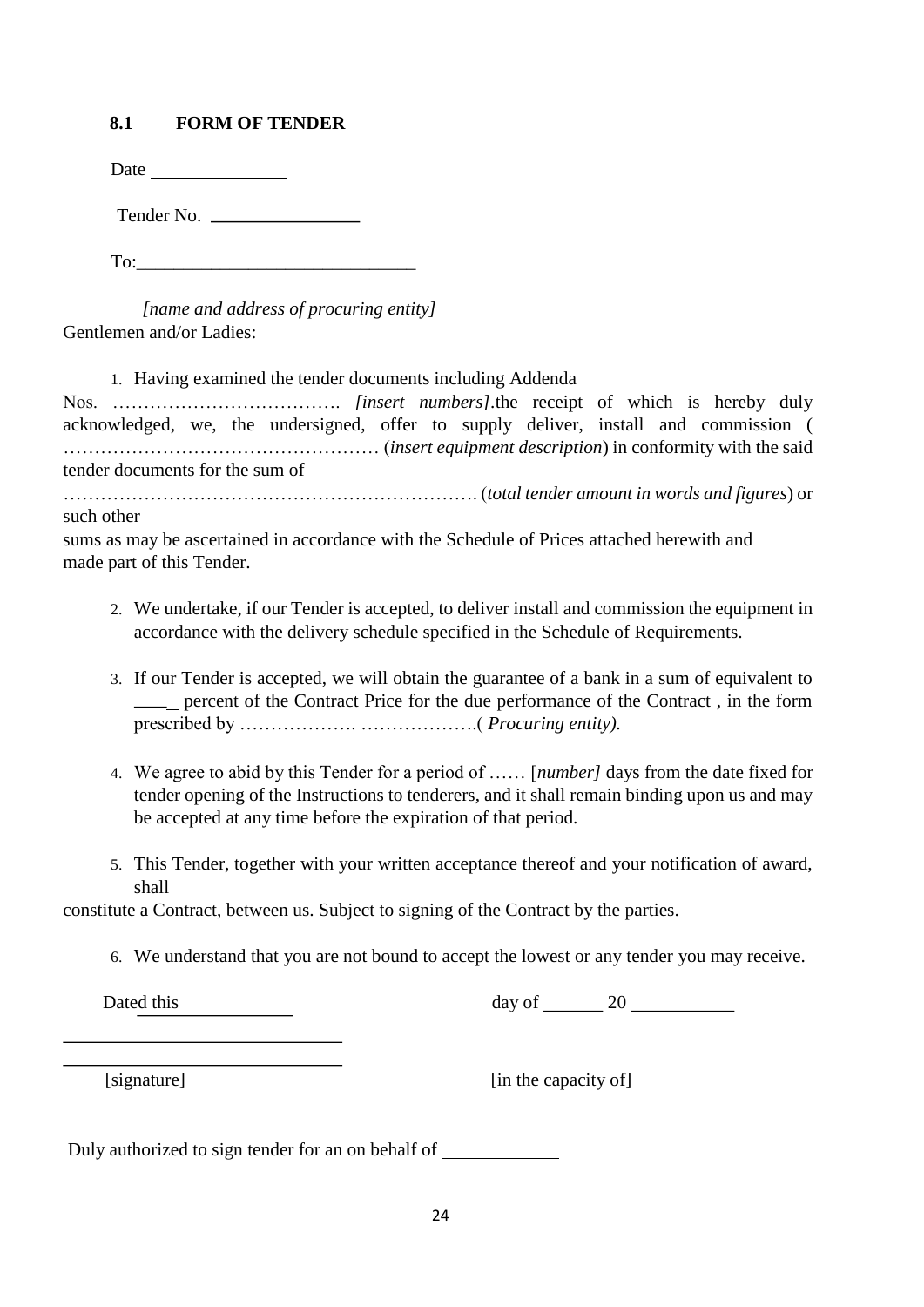## 8.1 FORM OF TENDER

Date \_\_\_\_\_\_\_\_\_\_\_\_\_\_\_

Tender No. \_\_\_\_\_\_\_\_\_\_\_\_\_\_\_\_

To:\_\_\_\_\_\_\_\_\_\_\_\_\_\_\_\_\_\_\_\_\_\_\_\_\_\_\_\_\_\_

*[name and address of procuring entity]*

Gentlemen and/or Ladies:

1. Having examined the tender documents including Addenda Nos. ………………………………. *[insert numbers]*.the receipt of which is hereby duly acknowledged, we, the undersigned, offer to supply deliver, install and commission ( …………………………………………… (*insert equipment description*) in conformity with the said tender documents for the sum of …………………………………………………………. (*total tender amount in words and figures*) or such other sums as may be ascertained in accordance with the Schedule of Prices attached herewith and made part of this Tender.

2. We undertake, if our Tender is accepted, to deliver install and commission the equipment in accordance with the delivery schedule specified in the Schedule of Requirements.

3. If our Tender is accepted, we will obtain the guarantee of a bank in a sum of equivalent to \_\_\_\_\_ percent of the Contract Price for the due performance of the Contract , in the form prescribed by ………………. ……………….( *Procuring entity).*

4. We agree to abid by this Tender for a period of …… [*number]* days from the date fixed for tender opening of the Instructions to tenderers, and it shall remain binding upon us and may be accepted at any time before the expiration of that period.

5. This Tender, together with your written acceptance thereof and your notification of award, shall constitute a Contract, between us. Subject to signing of the Contract by the parties.

6. We understand that you are not bound to accept the lowest or any tender you may receive.

Dated this \_\_\_\_\_\_\_\_\_\_\_\_\_\_\_\_ day of \_\_\_\_\_\_ 20 \_\_\_\_\_\_\_\_\_\_\_

\_\_\_\_\_\_\_\_\_\_\_\_\_\_\_\_\_\_\_\_\_\_\_\_\_\_\_\_\_\_

\_\_\_\_\_\_\_\_\_\_\_\_\_\_\_\_\_\_\_\_\_\_\_\_\_\_\_\_\_\_

[signature] [in the capacity of]

Duly authorized to sign tender for an on behalf of \_\_\_\_\_\_\_\_\_\_\_\_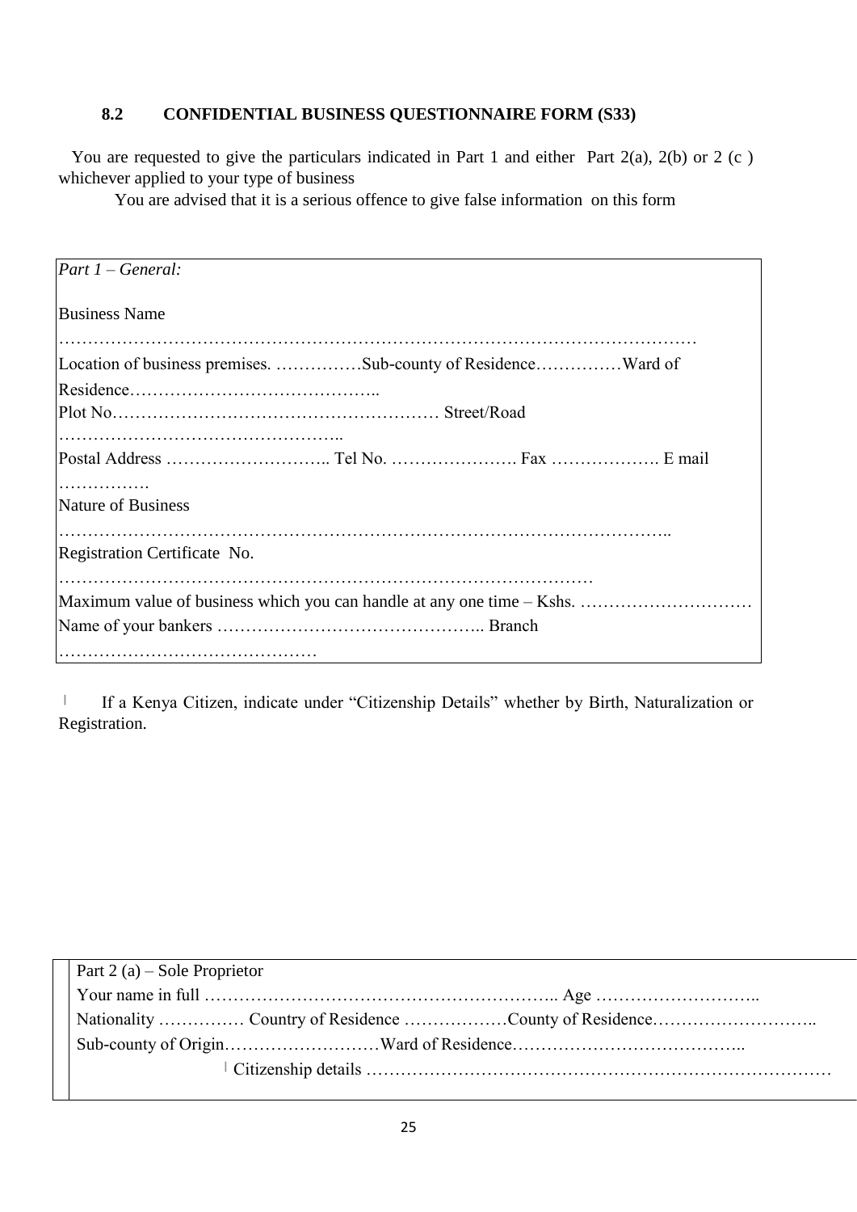### 8.2 CONFIDENTIAL BUSINESS QUESTIONNAIRE FORM (S33)

You are requested to give the particulars indicated in Part 1 and either Part 2(a), 2(b) or 2 (c ) whichever applied to your type of business

You are advised that it is a serious offence to give false information on this form

*Part 1 – General:*

Business Name

…………………………………………………………………………………………………

Location of business premises. ……………Sub-county of Residence……………Ward of Residence……………………………………..

Plot No………………………………………………… Street/Road …………………………………………..

Postal Address ……………………….. Tel No. …………………. Fax ………………. E mail …………….

Nature of Business

………………………………………………………………………………………..

Registration Certificate No.

………………………………………………………………………………

Maximum value of business which you can handle at any one time – Kshs. …………………………

Name of your bankers ……………………………………….. Branch ………………………………………

| If a Kenya Citizen, indicate under "Citizenship Details" whether by Birth, Naturalization or Registration.

Part 2 (a) – Sole Proprietor

Your name in full …………………………………………………….. Age ………………………..

Nationality …………… Country of Residence ………………County of Residence………………………..

Sub-county of Origin………………………Ward of Residence…………………………………..

| Citizenship details ……………………………………………………………………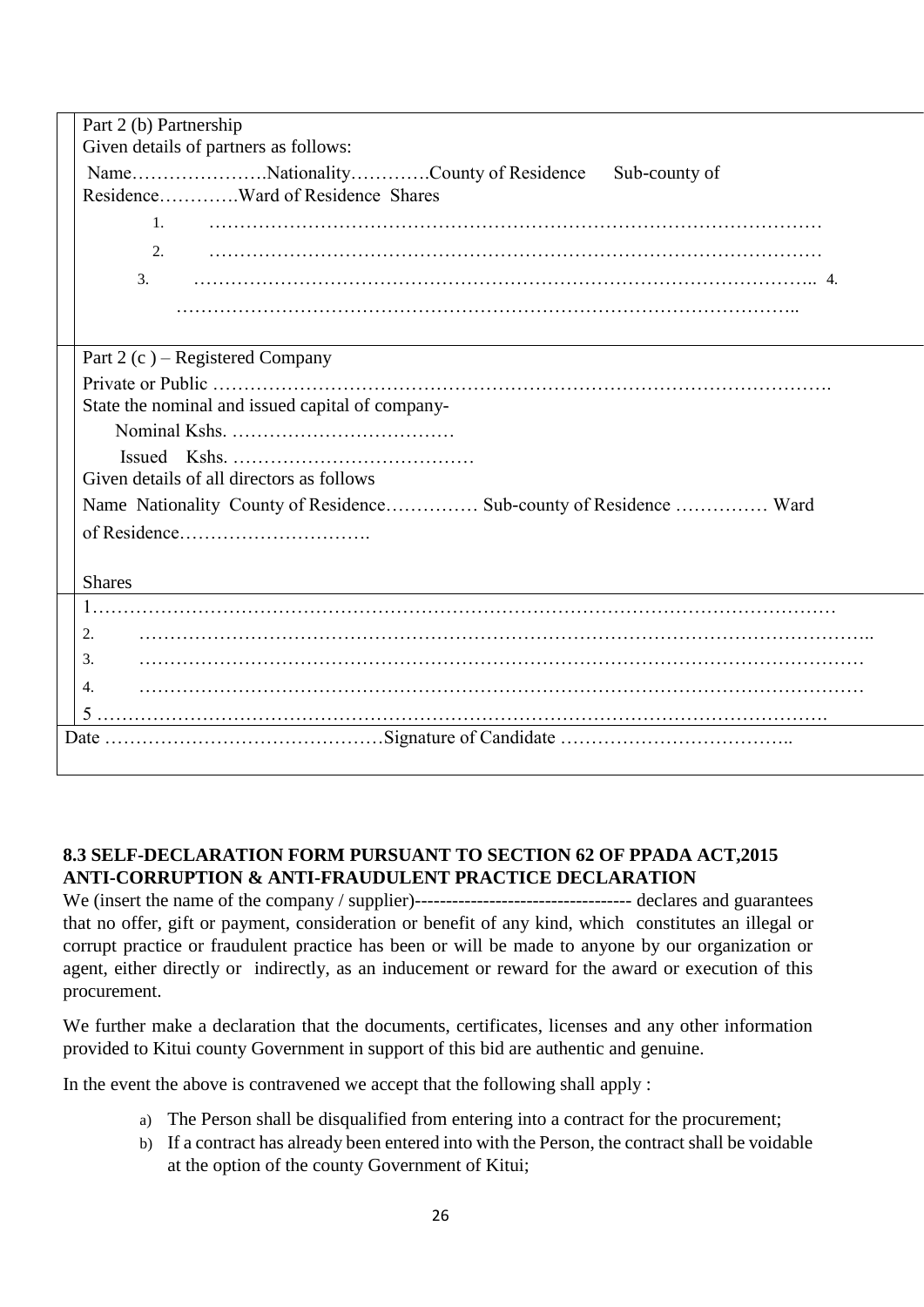Part 2 (b) Partnership

Given details of partners as follows:

Name………………….Nationality…………County of Residence Sub-county of Residence…………Ward of Residence Shares

1. ………………………………………………………………………………………
2. ………………………………………………………………………………………
3. …………………………………………………………………………………….. 4. ……………………………………………………………………………………..

Part 2 (c ) – Registered Company

Private or Public …………………………………………………………………………………….

State the nominal and issued capital of company-

Nominal Kshs. ………………………………

Issued Kshs. …………………………………

Given details of all directors as follows

Name Nationality County of Residence…………… Sub-county of Residence …………… Ward of Residence………………………….

Shares

1………………………………………………………………………………………………………

2. ……………………………………………………………………………………………………..

3. ……………………………………………………………………………………………………

4. ……………………………………………………………………………………………………

5 ……………………………………………………………………………………………………….

Date ………………………………………Signature of Candidate ………………………………..

**8.3 SELF-DECLARATION FORM PURSUANT TO SECTION 62 OF PPADA ACT,2015**
**ANTI-CORRUPTION & ANTI-FRAUDULENT PRACTICE DECLARATION**

We (insert the name of the company / supplier)---------------------------------- declares and guarantees that no offer, gift or payment, consideration or benefit of any kind, which constitutes an illegal or corrupt practice or fraudulent practice has been or will be made to anyone by our organization or agent, either directly or indirectly, as an inducement or reward for the award or execution of this procurement.

We further make a declaration that the documents, certificates, licenses and any other information provided to Kitui county Government in support of this bid are authentic and genuine.

In the event the above is contravened we accept that the following shall apply :

a) The Person shall be disqualified from entering into a contract for the procurement;
b) If a contract has already been entered into with the Person, the contract shall be voidable at the option of the county Government of Kitui;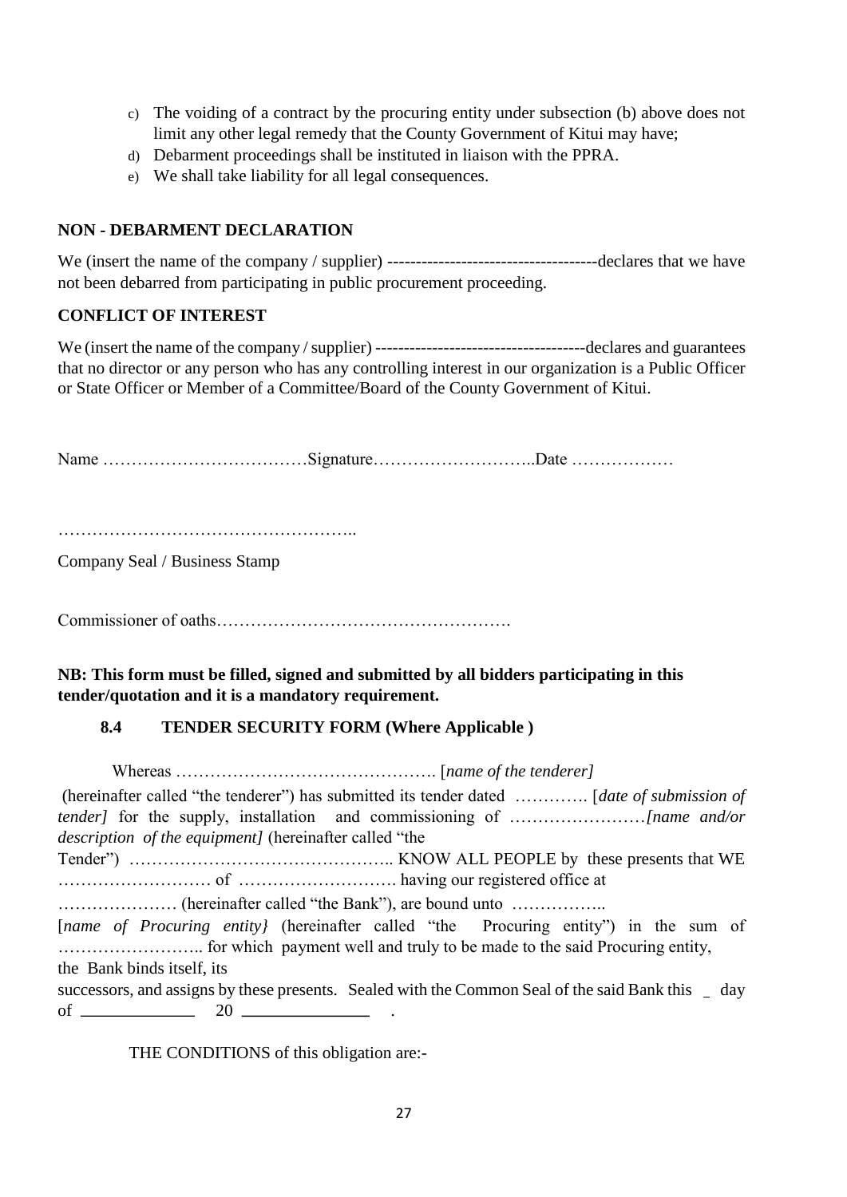c) The voiding of a contract by the procuring entity under subsection (b) above does not limit any other legal remedy that the County Government of Kitui may have;
d) Debarment proceedings shall be instituted in liaison with the PPRA.
e) We shall take liability for all legal consequences.

**NON - DEBARMENT DECLARATION**

We (insert the name of the company / supplier) ------------------------------------declares that we have not been debarred from participating in public procurement proceeding.

**CONFLICT OF INTEREST**

We (insert the name of the company / supplier) ------------------------------------declares and guarantees that no director or any person who has any controlling interest in our organization is a Public Officer or State Officer or Member of a Committee/Board of the County Government of Kitui.

Name ………………………………Signature………………………..Date ………………

……………………………………………..

Company Seal / Business Stamp

Commissioner of oaths…………………………………………….

**NB: This form must be filled, signed and submitted by all bidders participating in this tender/quotation and it is a mandatory requirement.**

### 8.4 TENDER SECURITY FORM (Where Applicable )

Whereas ………………………………………. [*name of the tenderer]*

(hereinafter called "the tenderer") has submitted its tender dated …………. [*date of submission of tender]* for the supply, installation and commissioning of ……………………*[name and/or description of the equipment]* (hereinafter called "the Tender") ……………………………………….. KNOW ALL PEOPLE by these presents that WE ……………………… of ………………………. having our registered office at ………………… (hereinafter called "the Bank"), are bound unto …………….. [*name of Procuring entity}* (hereinafter called "the Procuring entity") in the sum of …………………….. for which payment well and truly to be made to the said Procuring entity, the Bank binds itself, its successors, and assigns by these presents. Sealed with the Common Seal of the said Bank this _ day of ____________ 20 ______________ .

THE CONDITIONS of this obligation are:-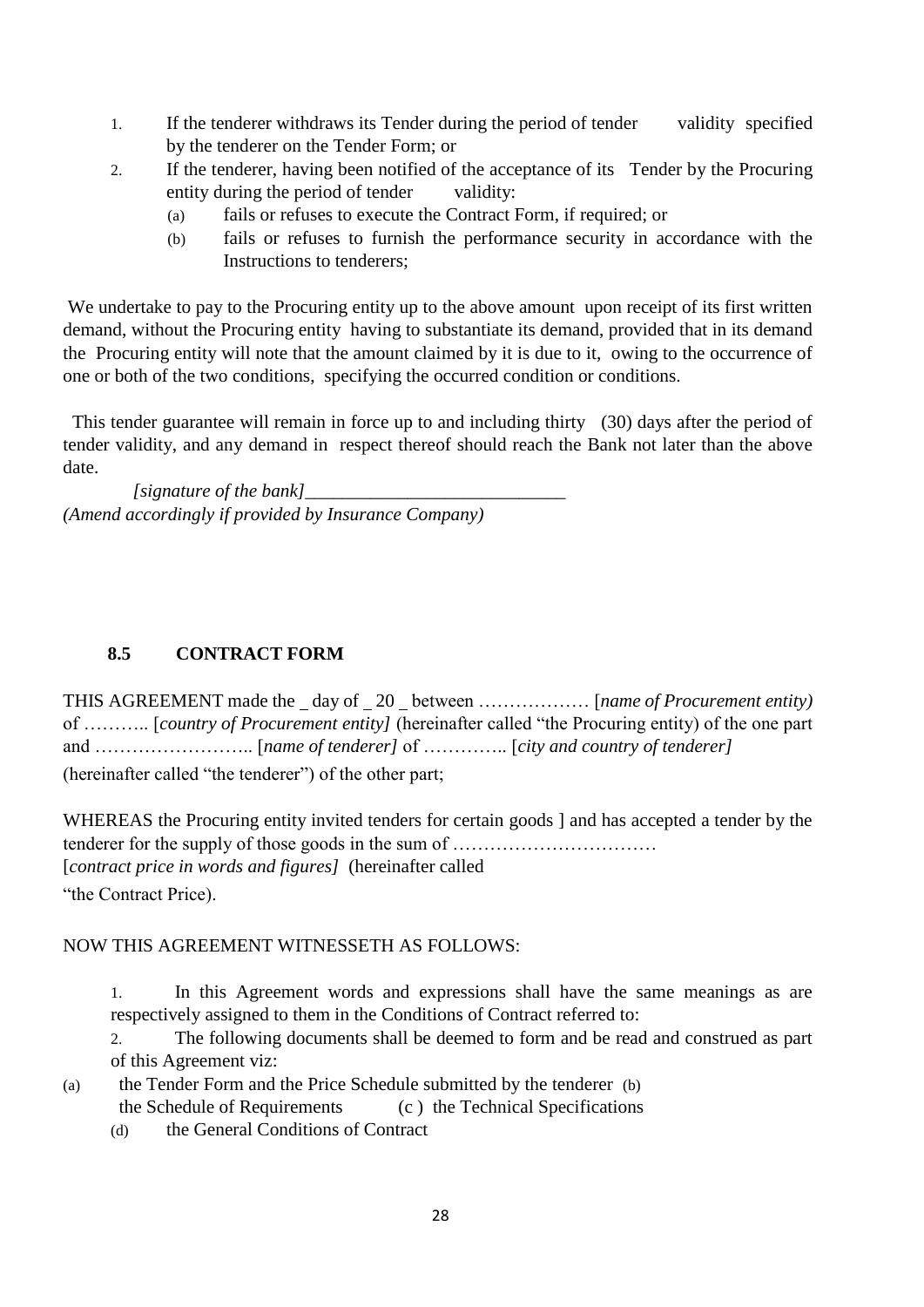1. If the tenderer withdraws its Tender during the period of tender validity specified by the tenderer on the Tender Form; or
2. If the tenderer, having been notified of the acceptance of its Tender by the Procuring entity during the period of tender validity:
   - (a) fails or refuses to execute the Contract Form, if required; or
   - (b) fails or refuses to furnish the performance security in accordance with the Instructions to tenderers;

We undertake to pay to the Procuring entity up to the above amount upon receipt of its first written demand, without the Procuring entity having to substantiate its demand, provided that in its demand the Procuring entity will note that the amount claimed by it is due to it, owing to the occurrence of one or both of the two conditions, specifying the occurred condition or conditions.

This tender guarantee will remain in force up to and including thirty (30) days after the period of tender validity, and any demand in respect thereof should reach the Bank not later than the above date.

*[signature of the bank]*___________________________

*(Amend accordingly if provided by Insurance Company)*

## 8.5 CONTRACT FORM

THIS AGREEMENT made the _ day of _ 20 _ between ……………… [*name of Procurement entity)* of ……….. [*country of Procurement entity]* (hereinafter called "the Procuring entity) of the one part and …………………….. [*name of tenderer]* of ………….. [*city and country of tenderer]* (hereinafter called "the tenderer") of the other part;

WHEREAS the Procuring entity invited tenders for certain goods ] and has accepted a tender by the tenderer for the supply of those goods in the sum of ……………………………
[*contract price in words and figures]* (hereinafter called
"the Contract Price).

NOW THIS AGREEMENT WITNESSETH AS FOLLOWS:

1. In this Agreement words and expressions shall have the same meanings as are respectively assigned to them in the Conditions of Contract referred to:
2. The following documents shall be deemed to form and be read and construed as part of this Agreement viz:

(a) the Tender Form and the Price Schedule submitted by the tenderer (b) the Schedule of Requirements (c ) the Technical Specifications
(d) the General Conditions of Contract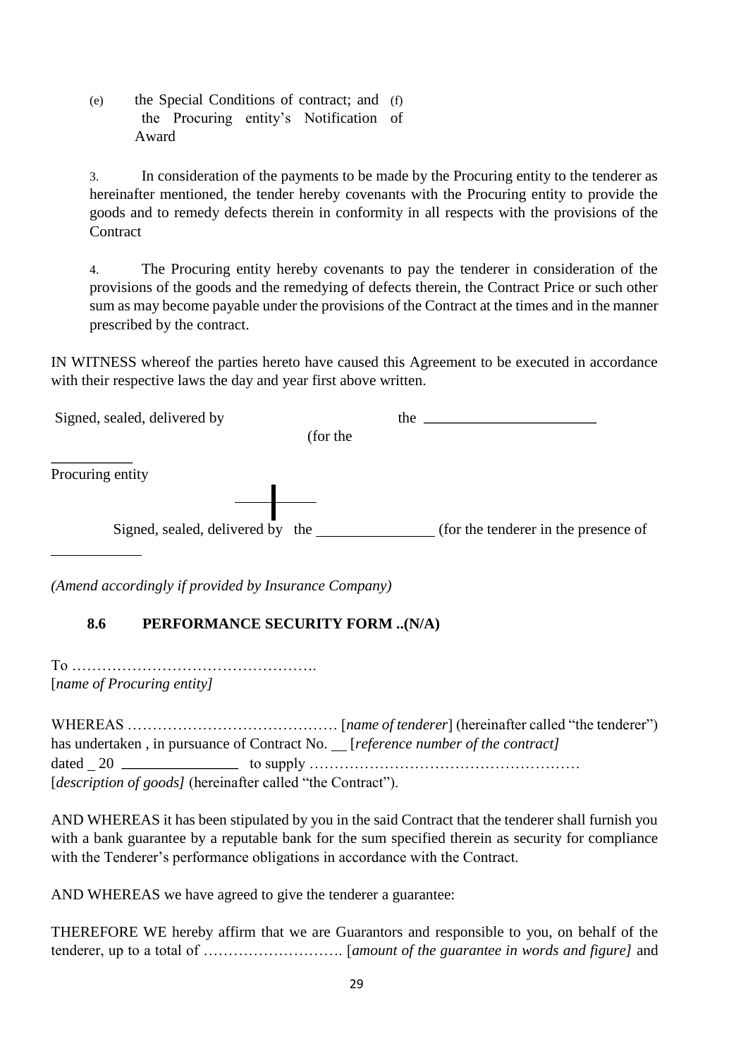(e) the Special Conditions of contract; and (f) the Procuring entity's Notification of Award

3. In consideration of the payments to be made by the Procuring entity to the tenderer as hereinafter mentioned, the tender hereby covenants with the Procuring entity to provide the goods and to remedy defects therein in conformity in all respects with the provisions of the Contract

4. The Procuring entity hereby covenants to pay the tenderer in consideration of the provisions of the goods and the remedying of defects therein, the Contract Price or such other sum as may become payable under the provisions of the Contract at the times and in the manner prescribed by the contract.

IN WITNESS whereof the parties hereto have caused this Agreement to be executed in accordance with their respective laws the day and year first above written.

Signed, sealed, delivered by the ______________________ (for the __________ Procuring entity

Signed, sealed, delivered by the _______________ (for the tenderer in the presence of ___________

*(Amend accordingly if provided by Insurance Company)*

### 8.6 PERFORMANCE SECURITY FORM ..(N/A)

To ………………………………………….
[*name of Procuring entity]*

WHEREAS …………………………………… [*name of tenderer*] (hereinafter called "the tenderer") has undertaken , in pursuance of Contract No. __ [*reference number of the contract]* dated _ 20 _______________ to supply ………………………………………………
[*description of goods]* (hereinafter called "the Contract").

AND WHEREAS it has been stipulated by you in the said Contract that the tenderer shall furnish you with a bank guarantee by a reputable bank for the sum specified therein as security for compliance with the Tenderer's performance obligations in accordance with the Contract.

AND WHEREAS we have agreed to give the tenderer a guarantee:

THEREFORE WE hereby affirm that we are Guarantors and responsible to you, on behalf of the tenderer, up to a total of ………………………. [*amount of the guarantee in words and figure]* and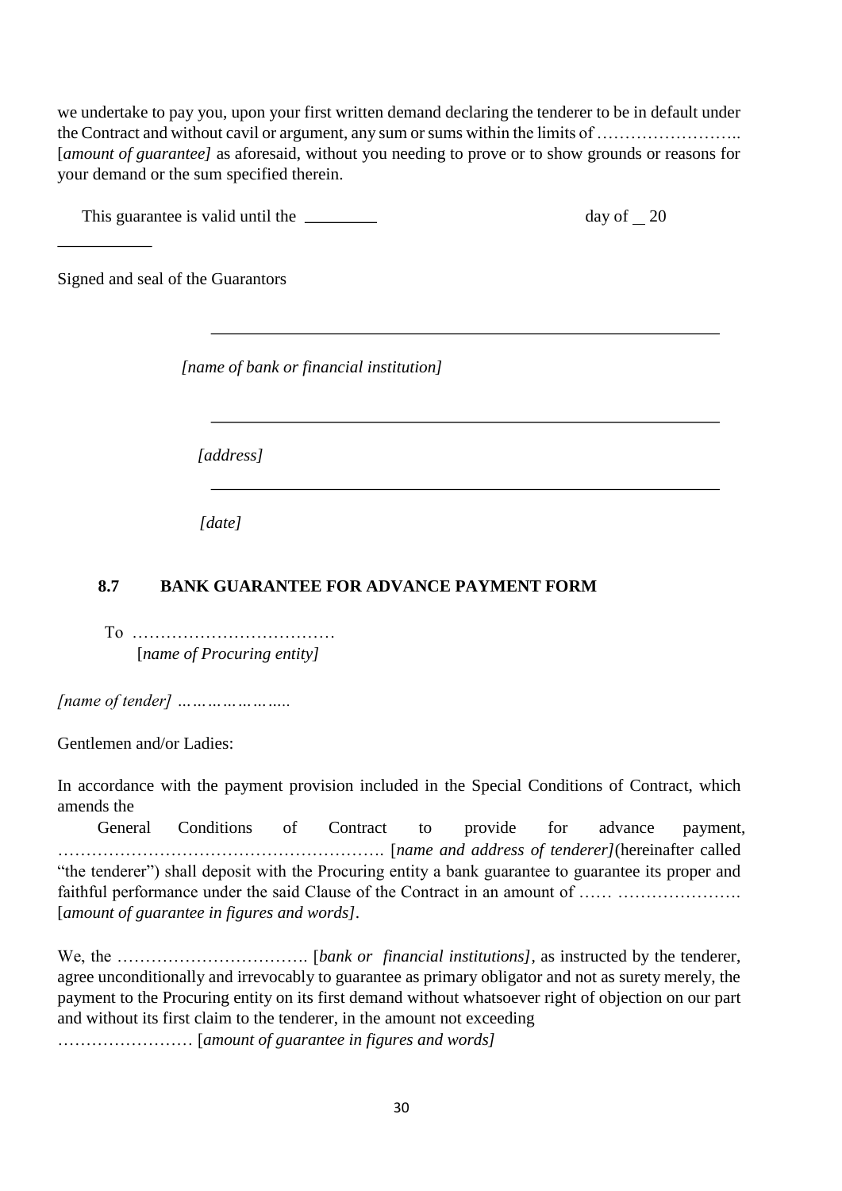we undertake to pay you, upon your first written demand declaring the tenderer to be in default under the Contract and without cavil or argument, any sum or sums within the limits of …………………….. [*amount of guarantee]* as aforesaid, without you needing to prove or to show grounds or reasons for your demand or the sum specified therein.

This guarantee is valid until the ________ day of __ 20 ___________

Signed and seal of the Guarantors

_______________________________________________________

*[name of bank or financial institution]*

_______________________________________________________

*[address]*

_______________________________________________________

*[date]*

## 8.7 BANK GUARANTEE FOR ADVANCE PAYMENT FORM

To ………………………………
[*name of Procuring entity]*

*[name of tender] …………………..*

Gentlemen and/or Ladies:

In accordance with the payment provision included in the Special Conditions of Contract, which amends the General Conditions of Contract to provide for advance payment, …………………………………………………. [*name and address of tenderer]*(hereinafter called "the tenderer") shall deposit with the Procuring entity a bank guarantee to guarantee its proper and faithful performance under the said Clause of the Contract in an amount of …… …………………. [*amount of guarantee in figures and words]*.

We, the ……………………………. [*bank or financial institutions]*, as instructed by the tenderer, agree unconditionally and irrevocably to guarantee as primary obligator and not as surety merely, the payment to the Procuring entity on its first demand without whatsoever right of objection on our part and without its first claim to the tenderer, in the amount not exceeding …………………… [*amount of guarantee in figures and words]*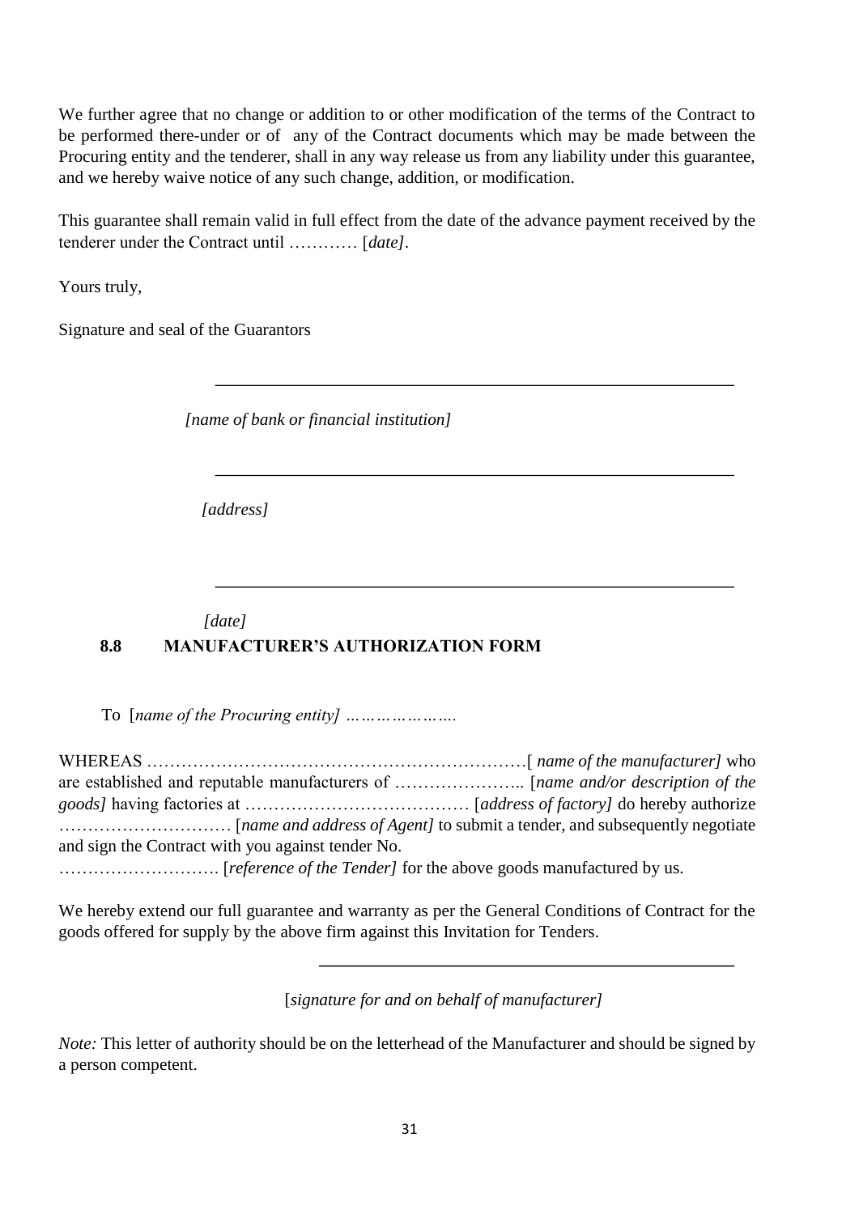We further agree that no change or addition to or other modification of the terms of the Contract to be performed there-under or of any of the Contract documents which may be made between the Procuring entity and the tenderer, shall in any way release us from any liability under this guarantee, and we hereby waive notice of any such change, addition, or modification.

This guarantee shall remain valid in full effect from the date of the advance payment received by the tenderer under the Contract until ………… [*date]*.

Yours truly,

Signature and seal of the Guarantors

\_\_\_\_\_\_\_\_\_\_\_\_\_\_\_\_\_\_\_\_\_\_\_\_\_\_\_\_\_\_\_\_\_\_\_\_\_\_\_\_\_\_\_\_\_\_\_\_

*[name of bank or financial institution]*

\_\_\_\_\_\_\_\_\_\_\_\_\_\_\_\_\_\_\_\_\_\_\_\_\_\_\_\_\_\_\_\_\_\_\_\_\_\_\_\_\_\_\_\_\_\_\_\_

*[address]*

\_\_\_\_\_\_\_\_\_\_\_\_\_\_\_\_\_\_\_\_\_\_\_\_\_\_\_\_\_\_\_\_\_\_\_\_\_\_\_\_\_\_\_\_\_\_\_\_

*[date]*

## 8.8 MANUFACTURER'S AUTHORIZATION FORM

To [*name of the Procuring entity] ………………….*

WHEREAS …………………………………………………………[ *name of the manufacturer]* who are established and reputable manufacturers of ………………….. [*name and/or description of the goods]* having factories at ………………………………… [*address of factory]* do hereby authorize ………………………… [*name and address of Agent]* to submit a tender, and subsequently negotiate and sign the Contract with you against tender No. ………………………. [*reference of the Tender]* for the above goods manufactured by us.

We hereby extend our full guarantee and warranty as per the General Conditions of Contract for the goods offered for supply by the above firm against this Invitation for Tenders.

\_\_\_\_\_\_\_\_\_\_\_\_\_\_\_\_\_\_\_\_\_\_\_\_\_\_\_\_\_\_\_\_\_\_\_\_\_\_\_\_\_\_\_\_\_\_\_\_

[*signature for and on behalf of manufacturer]*

*Note:* This letter of authority should be on the letterhead of the Manufacturer and should be signed by a person competent.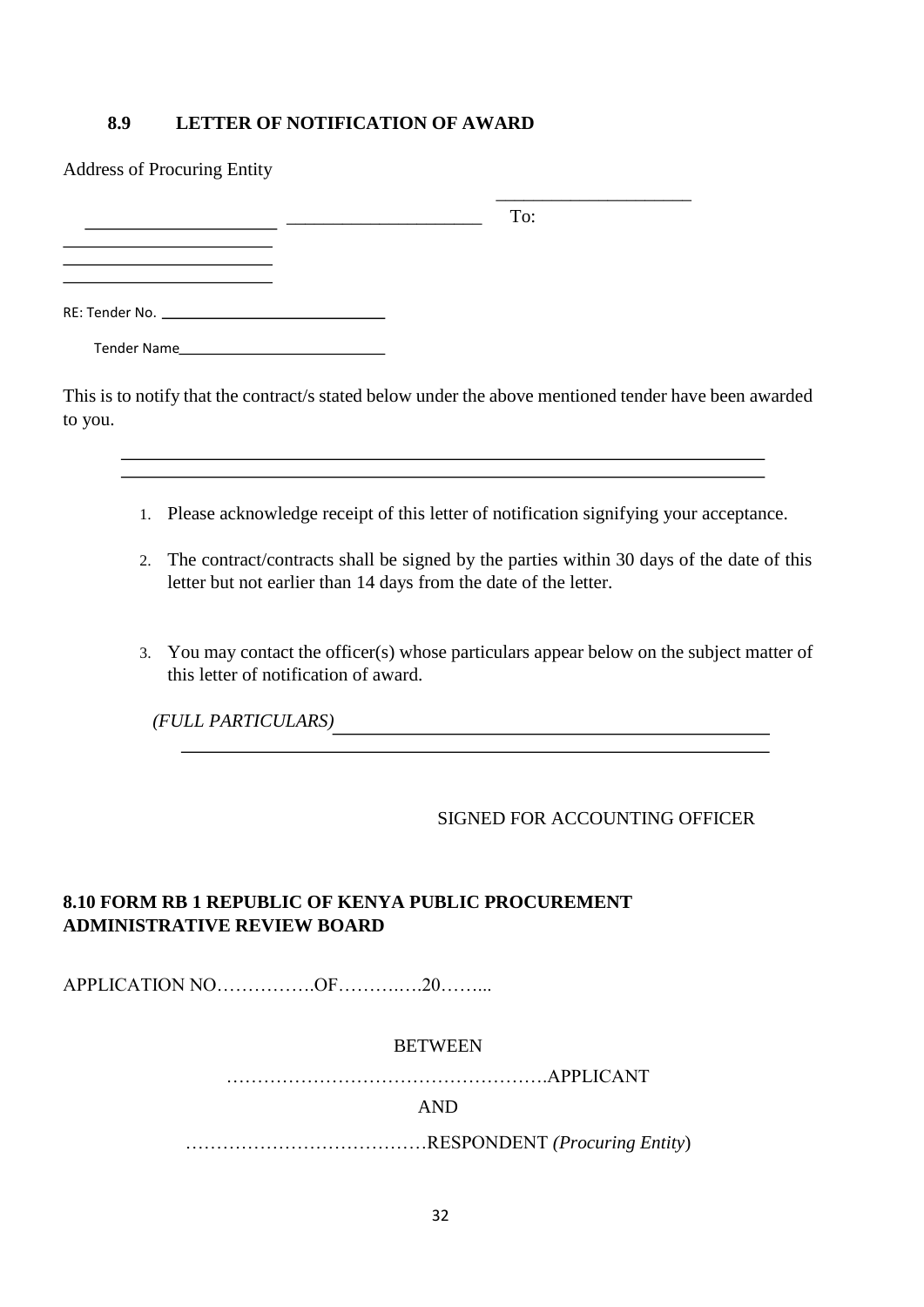## 8.9 LETTER OF NOTIFICATION OF AWARD

Address of Procuring Entity

_____________________ _____________________ To: _____________________

_______________________

_______________________

_______________________

RE: Tender No. ____________________________

Tender Name___________________________

This is to notify that the contract/s stated below under the above mentioned tender have been awarded to you.

_______________________________________________________________________

_______________________________________________________________________

1. Please acknowledge receipt of this letter of notification signifying your acceptance.
2. The contract/contracts shall be signed by the parties within 30 days of the date of this letter but not earlier than 14 days from the date of the letter.
3. You may contact the officer(s) whose particulars appear below on the subject matter of this letter of notification of award.

*(FULL PARTICULARS)*______________________________________________

_______________________________________________________________

SIGNED FOR ACCOUNTING OFFICER

## 8.10 FORM RB 1 REPUBLIC OF KENYA PUBLIC PROCUREMENT ADMINISTRATIVE REVIEW BOARD

APPLICATION NO…………….OF……….….20……...

BETWEEN

…………………………………………….APPLICANT

AND

…………………………………RESPONDENT *(Procuring Entity*)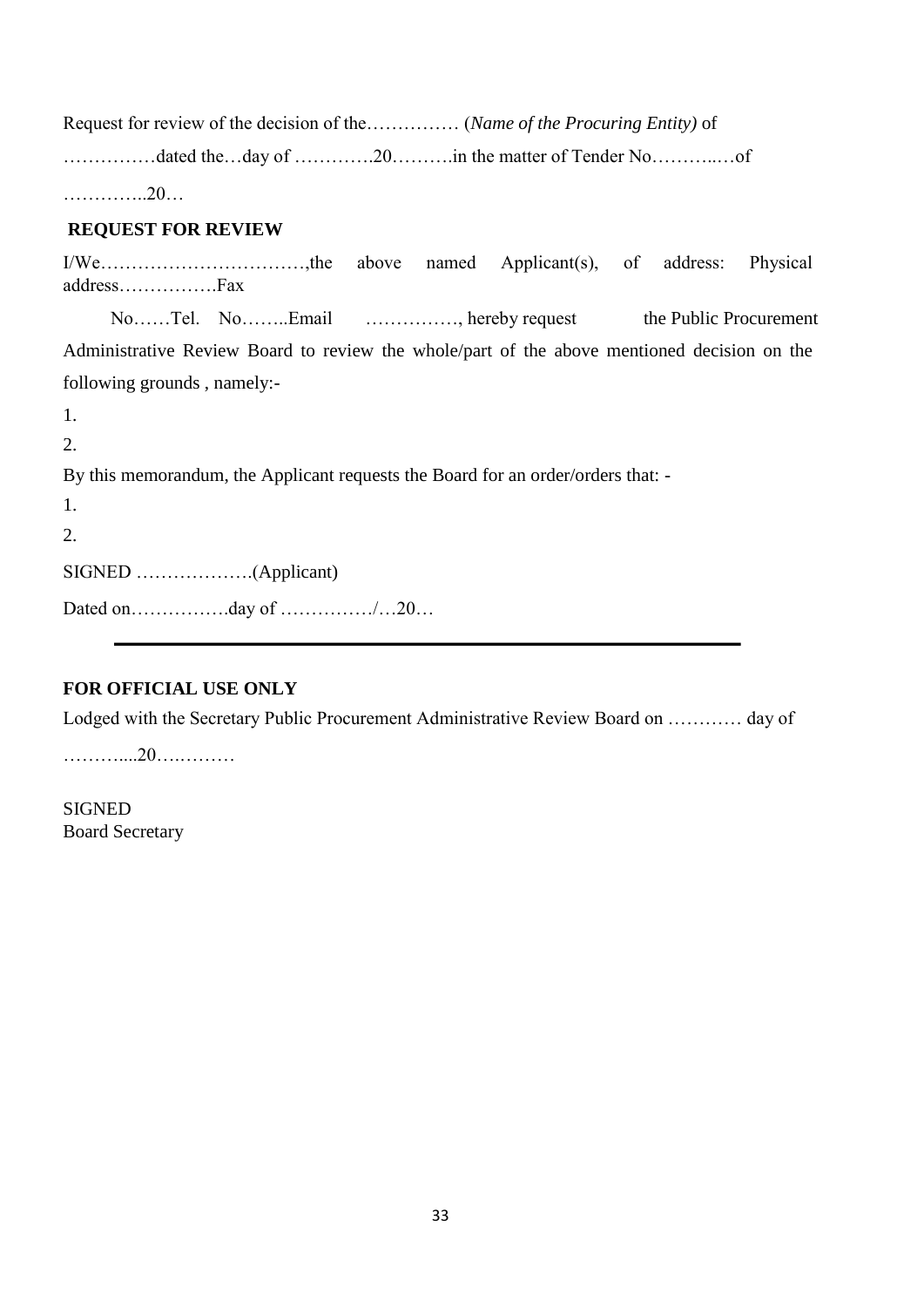Request for review of the decision of the…………… (*Name of the Procuring Entity)* of ……………dated the…day of ………….20……….in the matter of Tender No………..…of …………..20…

**REQUEST FOR REVIEW**

I/We……………………………,the above named Applicant(s), of address: Physical address…………….Fax No……Tel. No……..Email ……………, hereby request the Public Procurement Administrative Review Board to review the whole/part of the above mentioned decision on the following grounds , namely:-

1.

2.

By this memorandum, the Applicant requests the Board for an order/orders that: -

1.

2.

SIGNED ……………….(Applicant)

Dated on…………….day of ……………/…20…

---

**FOR OFFICIAL USE ONLY**

Lodged with the Secretary Public Procurement Administrative Review Board on ………… day of ………....20….………

SIGNED
Board Secretary